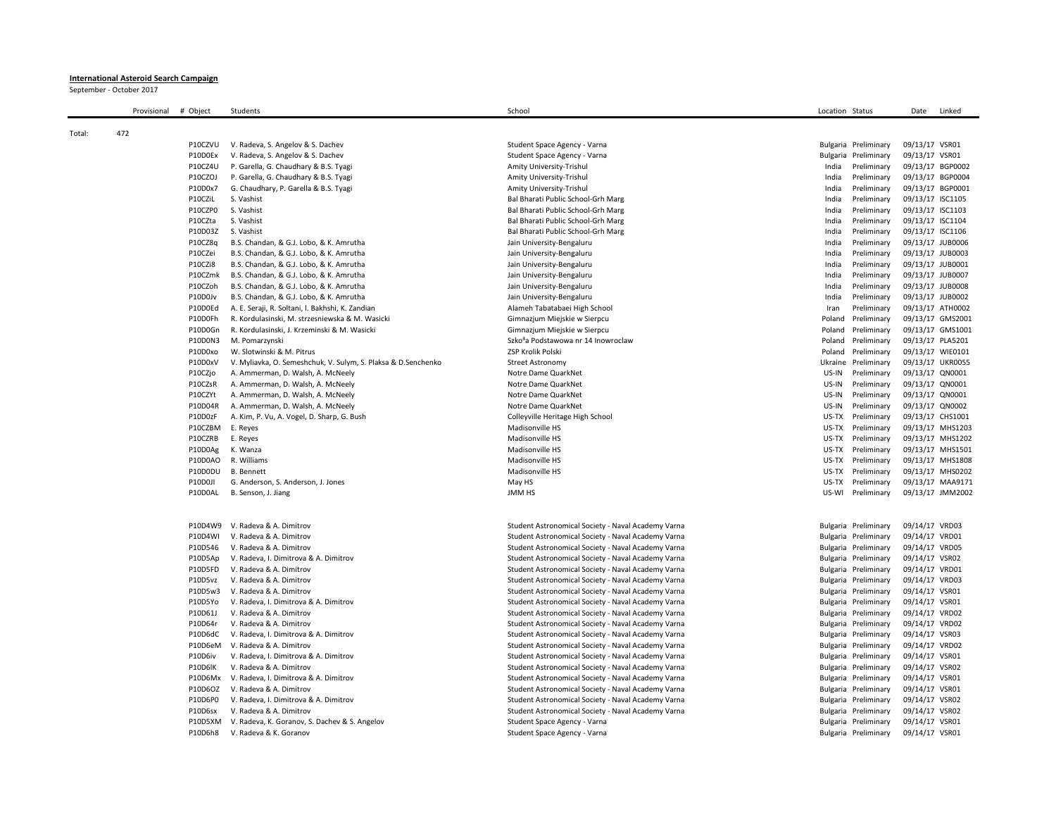**International Asteroid Search Campaign**

September - October 2017

| | Provisional | # Object | Students | School | Location | Status | Date | Linked |
|---|---|---|---|---|---|---|---|---|
| Total: | 472 | | | | | | | |
| | | P10CZVU | V. Radeva, S. Angelov & S. Dachev | Student Space Agency - Varna | Bulgaria | Preliminary | 09/13/17 | VSR01 |
| | | P10D0Ex | V. Radeva, S. Angelov & S. Dachev | Student Space Agency - Varna | Bulgaria | Preliminary | 09/13/17 | VSR01 |
| | | P10CZ4U | P. Garella, G. Chaudhary & B.S. Tyagi | Amity University-Trishul | India | Preliminary | 09/13/17 | BGP0002 |
| | | P10CZOJ | P. Garella, G. Chaudhary & B.S. Tyagi | Amity University-Trishul | India | Preliminary | 09/13/17 | BGP0004 |
| | | P10D0x7 | G. Chaudhary, P. Garella & B.S. Tyagi | Amity University-Trishul | India | Preliminary | 09/13/17 | BGP0001 |
| | | P10CZiL | S. Vashist | Bal Bharati Public School-Grh Marg | India | Preliminary | 09/13/17 | ISC1105 |
| | | P10CZP0 | S. Vashist | Bal Bharati Public School-Grh Marg | India | Preliminary | 09/13/17 | ISC1103 |
| | | P10CZta | S. Vashist | Bal Bharati Public School-Grh Marg | India | Preliminary | 09/13/17 | ISC1104 |
| | | P10D03Z | S. Vashist | Bal Bharati Public School-Grh Marg | India | Preliminary | 09/13/17 | ISC1106 |
| | | P10CZ8q | B.S. Chandan, & G.J. Lobo, & K. Amrutha | Jain University-Bengaluru | India | Preliminary | 09/13/17 | JUB0006 |
| | | P10CZei | B.S. Chandan, & G.J. Lobo, & K. Amrutha | Jain University-Bengaluru | India | Preliminary | 09/13/17 | JUB0003 |
| | | P10CZi8 | B.S. Chandan, & G.J. Lobo, & K. Amrutha | Jain University-Bengaluru | India | Preliminary | 09/13/17 | JUB0001 |
| | | P10CZmk | B.S. Chandan, & G.J. Lobo, & K. Amrutha | Jain University-Bengaluru | India | Preliminary | 09/13/17 | JUB0007 |
| | | P10CZoh | B.S. Chandan, & G.J. Lobo, & K. Amrutha | Jain University-Bengaluru | India | Preliminary | 09/13/17 | JUB0008 |
| | | P10D0Jv | B.S. Chandan, & G.J. Lobo, & K. Amrutha | Jain University-Bengaluru | India | Preliminary | 09/13/17 | JUB0002 |
| | | P10D0Ed | A. E. Seraji, R. Soltani, I. Bakhshi, K. Zandian | Alameh Tabatabaei High School | Iran | Preliminary | 09/13/17 | ATH0002 |
| | | P10D0Fh | R. Kordulasinski, M. strzesniewska & M. Wasicki | Gimnazjum Miejskie w Sierpcu | Poland | Preliminary | 09/13/17 | GMS2001 |
| | | P10D0Gn | R. Kordulasinski, J. Krzeminski & M. Wasicki | Gimnazjum Miejskie w Sierpcu | Poland | Preliminary | 09/13/17 | GMS1001 |
| | | P10D0N3 | M. Pomarzynski | Szko³a Podstawowa nr 14 Inowroclaw | Poland | Preliminary | 09/13/17 | PLA5201 |
| | | P10D0xo | W. Slotwinski & M. Pitrus | ZSP Krolik Polski | Poland | Preliminary | 09/13/17 | WIE0101 |
| | | P10D0xV | V. Myliavka, O. Semeshchuk, V. Sulym, S. Plaksa & D.Senchenko | Street Astronomy | Ukraine | Preliminary | 09/13/17 | UKR0055 |
| | | P10CZjo | A. Ammerman, D. Walsh, A. McNeely | Notre Dame QuarkNet | US-IN | Preliminary | 09/13/17 | QN0001 |
| | | P10CZsR | A. Ammerman, D. Walsh, A. McNeely | Notre Dame QuarkNet | US-IN | Preliminary | 09/13/17 | QN0001 |
| | | P10CZYt | A. Ammerman, D. Walsh, A. McNeely | Notre Dame QuarkNet | US-IN | Preliminary | 09/13/17 | QN0001 |
| | | P10D04R | A. Ammerman, D. Walsh, A. McNeely | Notre Dame QuarkNet | US-IN | Preliminary | 09/13/17 | QN0002 |
| | | P10D0zF | A. Kim, P. Vu, A. Vogel, D. Sharp, G. Bush | Colleyville Heritage High School | US-TX | Preliminary | 09/13/17 | CHS1001 |
| | | P10CZBM | E. Reyes | Madisonville HS | US-TX | Preliminary | 09/13/17 | MHS1203 |
| | | P10CZRB | E. Reyes | Madisonville HS | US-TX | Preliminary | 09/13/17 | MHS1202 |
| | | P10D0Ag | K. Wanza | Madisonville HS | US-TX | Preliminary | 09/13/17 | MHS1501 |
| | | P10D0AO | R. Williams | Madisonville HS | US-TX | Preliminary | 09/13/17 | MHS1808 |
| | | P10D0DU | B. Bennett | Madisonville HS | US-TX | Preliminary | 09/13/17 | MHS0202 |
| | | P10D0JI | G. Anderson, S. Anderson, J. Jones | May HS | US-TX | Preliminary | 09/13/17 | MAA9171 |
| | | P10D0AL | B. Senson, J. Jiang | JMM HS | US-WI | Preliminary | 09/13/17 | JMM2002 |
| | | | | | | | | |
| | | P10D4W9 | V. Radeva & A. Dimitrov | Student Astronomical Society - Naval Academy Varna | Bulgaria | Preliminary | 09/14/17 | VRD03 |
| | | P10D4WI | V. Radeva & A. Dimitrov | Student Astronomical Society - Naval Academy Varna | Bulgaria | Preliminary | 09/14/17 | VRD01 |
| | | P10D546 | V. Radeva & A. Dimitrov | Student Astronomical Society - Naval Academy Varna | Bulgaria | Preliminary | 09/14/17 | VRD05 |
| | | P10D5Ap | V. Radeva, I. Dimitrova & A. Dimitrov | Student Astronomical Society - Naval Academy Varna | Bulgaria | Preliminary | 09/14/17 | VSR02 |
| | | P10D5FD | V. Radeva & A. Dimitrov | Student Astronomical Society - Naval Academy Varna | Bulgaria | Preliminary | 09/14/17 | VRD01 |
| | | P10D5vz | V. Radeva & A. Dimitrov | Student Astronomical Society - Naval Academy Varna | Bulgaria | Preliminary | 09/14/17 | VRD03 |
| | | P10D5w3 | V. Radeva & A. Dimitrov | Student Astronomical Society - Naval Academy Varna | Bulgaria | Preliminary | 09/14/17 | VSR01 |
| | | P10D5Yo | V. Radeva, I. Dimitrova & A. Dimitrov | Student Astronomical Society - Naval Academy Varna | Bulgaria | Preliminary | 09/14/17 | VSR01 |
| | | P10D61J | V. Radeva & A. Dimitrov | Student Astronomical Society - Naval Academy Varna | Bulgaria | Preliminary | 09/14/17 | VRD02 |
| | | P10D64r | V. Radeva & A. Dimitrov | Student Astronomical Society - Naval Academy Varna | Bulgaria | Preliminary | 09/14/17 | VRD02 |
| | | P10D6dC | V. Radeva, I. Dimitrova & A. Dimitrov | Student Astronomical Society - Naval Academy Varna | Bulgaria | Preliminary | 09/14/17 | VSR03 |
| | | P10D6eM | V. Radeva & A. Dimitrov | Student Astronomical Society - Naval Academy Varna | Bulgaria | Preliminary | 09/14/17 | VRD02 |
| | | P10D6iv | V. Radeva, I. Dimitrova & A. Dimitrov | Student Astronomical Society - Naval Academy Varna | Bulgaria | Preliminary | 09/14/17 | VSR01 |
| | | P10D6lK | V. Radeva & A. Dimitrov | Student Astronomical Society - Naval Academy Varna | Bulgaria | Preliminary | 09/14/17 | VSR02 |
| | | P10D6Mx | V. Radeva, I. Dimitrova & A. Dimitrov | Student Astronomical Society - Naval Academy Varna | Bulgaria | Preliminary | 09/14/17 | VSR01 |
| | | P10D6OZ | V. Radeva & A. Dimitrov | Student Astronomical Society - Naval Academy Varna | Bulgaria | Preliminary | 09/14/17 | VSR01 |
| | | P10D6P0 | V. Radeva, I. Dimitrova & A. Dimitrov | Student Astronomical Society - Naval Academy Varna | Bulgaria | Preliminary | 09/14/17 | VSR02 |
| | | P10D6sx | V. Radeva & A. Dimitrov | Student Astronomical Society - Naval Academy Varna | Bulgaria | Preliminary | 09/14/17 | VSR02 |
| | | P10D5XM | V. Radeva, K. Goranov, S. Dachev & S. Angelov | Student Space Agency - Varna | Bulgaria | Preliminary | 09/14/17 | VSR01 |
| | | P10D6h8 | V. Radeva & K. Goranov | Student Space Agency - Varna | Bulgaria | Preliminary | 09/14/17 | VSR01 |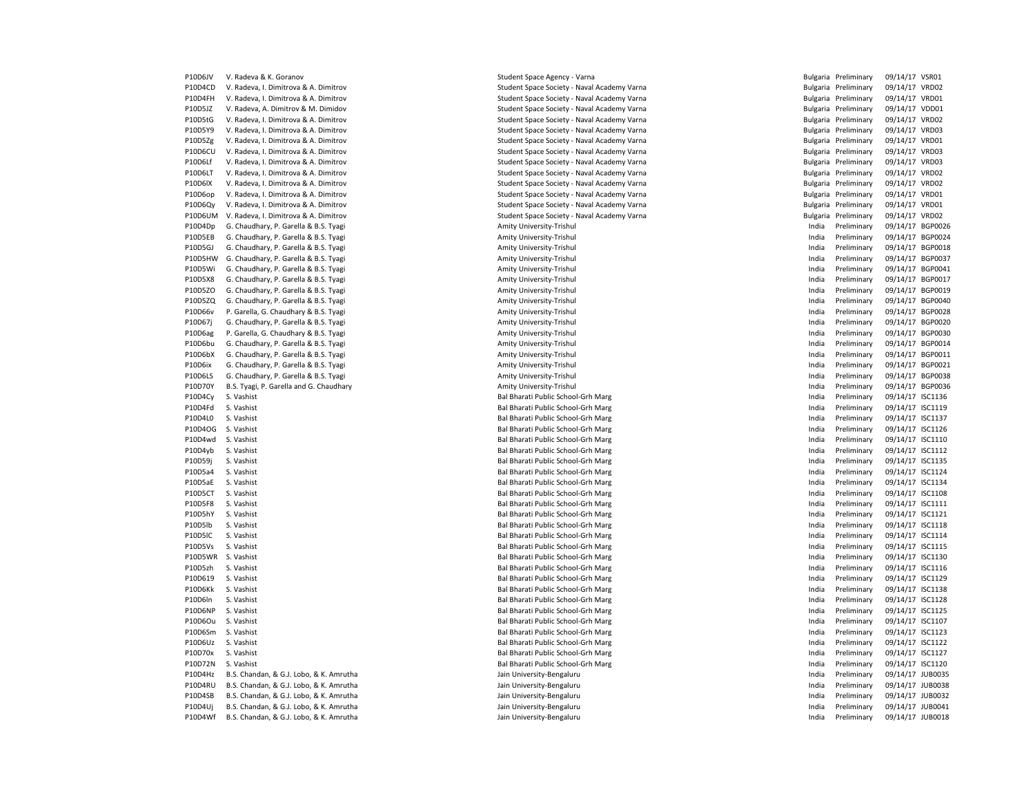| | | | | | | |
|---|---|---|---|---|---|---|
| P10D6JV | V. Radeva & K. Goranov | Student Space Agency - Varna | Bulgaria | Preliminary | 09/14/17 | VSR01 |
| P10D4CD | V. Radeva, I. Dimitrova & A. Dimitrov | Student Space Society - Naval Academy Varna | Bulgaria | Preliminary | 09/14/17 | VRD02 |
| P10D4FH | V. Radeva, I. Dimitrova & A. Dimitrov | Student Space Society - Naval Academy Varna | Bulgaria | Preliminary | 09/14/17 | VRD01 |
| P10D5JZ | V. Radeva, A. Dimitrov & M. Dimidov | Student Space Society - Naval Academy Varna | Bulgaria | Preliminary | 09/14/17 | VDD01 |
| P10D5tG | V. Radeva, I. Dimitrova & A. Dimitrov | Student Space Society - Naval Academy Varna | Bulgaria | Preliminary | 09/14/17 | VRD02 |
| P10D5Y9 | V. Radeva, I. Dimitrova & A. Dimitrov | Student Space Society - Naval Academy Varna | Bulgaria | Preliminary | 09/14/17 | VRD03 |
| P10D5Zg | V. Radeva, I. Dimitrova & A. Dimitrov | Student Space Society - Naval Academy Varna | Bulgaria | Preliminary | 09/14/17 | VRD01 |
| P10D6CU | V. Radeva, I. Dimitrova & A. Dimitrov | Student Space Society - Naval Academy Varna | Bulgaria | Preliminary | 09/14/17 | VRD03 |
| P10D6Lf | V. Radeva, I. Dimitrova & A. Dimitrov | Student Space Society - Naval Academy Varna | Bulgaria | Preliminary | 09/14/17 | VRD03 |
| P10D6LT | V. Radeva, I. Dimitrova & A. Dimitrov | Student Space Society - Naval Academy Varna | Bulgaria | Preliminary | 09/14/17 | VRD02 |
| P10D6lX | V. Radeva, I. Dimitrova & A. Dimitrov | Student Space Society - Naval Academy Varna | Bulgaria | Preliminary | 09/14/17 | VRD02 |
| P10D6op | V. Radeva, I. Dimitrova & A. Dimitrov | Student Space Society - Naval Academy Varna | Bulgaria | Preliminary | 09/14/17 | VRD01 |
| P10D6Qy | V. Radeva, I. Dimitrova & A. Dimitrov | Student Space Society - Naval Academy Varna | Bulgaria | Preliminary | 09/14/17 | VRD01 |
| P10D6UM | V. Radeva, I. Dimitrova & A. Dimitrov | Student Space Society - Naval Academy Varna | Bulgaria | Preliminary | 09/14/17 | VRD02 |
| P10D4Dp | G. Chaudhary, P. Garella & B.S. Tyagi | Amity University-Trishul | India | Preliminary | 09/14/17 | BGP0026 |
| P10D5EB | G. Chaudhary, P. Garella & B.S. Tyagi | Amity University-Trishul | India | Preliminary | 09/14/17 | BGP0024 |
| P10D5GJ | G. Chaudhary, P. Garella & B.S. Tyagi | Amity University-Trishul | India | Preliminary | 09/14/17 | BGP0018 |
| P10D5HW | G. Chaudhary, P. Garella & B.S. Tyagi | Amity University-Trishul | India | Preliminary | 09/14/17 | BGP0037 |
| P10D5Wi | G. Chaudhary, P. Garella & B.S. Tyagi | Amity University-Trishul | India | Preliminary | 09/14/17 | BGP0041 |
| P10D5X8 | G. Chaudhary, P. Garella & B.S. Tyagi | Amity University-Trishul | India | Preliminary | 09/14/17 | BGP0017 |
| P10D5ZO | G. Chaudhary, P. Garella & B.S. Tyagi | Amity University-Trishul | India | Preliminary | 09/14/17 | BGP0019 |
| P10D5ZQ | G. Chaudhary, P. Garella & B.S. Tyagi | Amity University-Trishul | India | Preliminary | 09/14/17 | BGP0040 |
| P10D66v | P. Garella, G. Chaudhary & B.S. Tyagi | Amity University-Trishul | India | Preliminary | 09/14/17 | BGP0028 |
| P10D67j | G. Chaudhary, P. Garella & B.S. Tyagi | Amity University-Trishul | India | Preliminary | 09/14/17 | BGP0020 |
| P10D6ag | P. Garella, G. Chaudhary & B.S. Tyagi | Amity University-Trishul | India | Preliminary | 09/14/17 | BGP0030 |
| P10D6bu | G. Chaudhary, P. Garella & B.S. Tyagi | Amity University-Trishul | India | Preliminary | 09/14/17 | BGP0014 |
| P10D6bX | G. Chaudhary, P. Garella & B.S. Tyagi | Amity University-Trishul | India | Preliminary | 09/14/17 | BGP0011 |
| P10D6ix | G. Chaudhary, P. Garella & B.S. Tyagi | Amity University-Trishul | India | Preliminary | 09/14/17 | BGP0021 |
| P10D6LS | G. Chaudhary, P. Garella & B.S. Tyagi | Amity University-Trishul | India | Preliminary | 09/14/17 | BGP0038 |
| P10D70Y | B.S. Tyagi, P. Garella and G. Chaudhary | Amity University-Trishul | India | Preliminary | 09/14/17 | BGP0036 |
| P10D4Cy | S. Vashist | Bal Bharati Public School-Grh Marg | India | Preliminary | 09/14/17 | ISC1136 |
| P10D4Fd | S. Vashist | Bal Bharati Public School-Grh Marg | India | Preliminary | 09/14/17 | ISC1119 |
| P10D4L0 | S. Vashist | Bal Bharati Public School-Grh Marg | India | Preliminary | 09/14/17 | ISC1137 |
| P10D4OG | S. Vashist | Bal Bharati Public School-Grh Marg | India | Preliminary | 09/14/17 | ISC1126 |
| P10D4wd | S. Vashist | Bal Bharati Public School-Grh Marg | India | Preliminary | 09/14/17 | ISC1110 |
| P10D4yb | S. Vashist | Bal Bharati Public School-Grh Marg | India | Preliminary | 09/14/17 | ISC1112 |
| P10D59j | S. Vashist | Bal Bharati Public School-Grh Marg | India | Preliminary | 09/14/17 | ISC1135 |
| P10D5a4 | S. Vashist | Bal Bharati Public School-Grh Marg | India | Preliminary | 09/14/17 | ISC1124 |
| P10D5aE | S. Vashist | Bal Bharati Public School-Grh Marg | India | Preliminary | 09/14/17 | ISC1134 |
| P10D5CT | S. Vashist | Bal Bharati Public School-Grh Marg | India | Preliminary | 09/14/17 | ISC1108 |
| P10D5F8 | S. Vashist | Bal Bharati Public School-Grh Marg | India | Preliminary | 09/14/17 | ISC1111 |
| P10D5hY | S. Vashist | Bal Bharati Public School-Grh Marg | India | Preliminary | 09/14/17 | ISC1121 |
| P10D5lb | S. Vashist | Bal Bharati Public School-Grh Marg | India | Preliminary | 09/14/17 | ISC1118 |
| P10D5lC | S. Vashist | Bal Bharati Public School-Grh Marg | India | Preliminary | 09/14/17 | ISC1114 |
| P10D5Vs | S. Vashist | Bal Bharati Public School-Grh Marg | India | Preliminary | 09/14/17 | ISC1115 |
| P10D5WR | S. Vashist | Bal Bharati Public School-Grh Marg | India | Preliminary | 09/14/17 | ISC1130 |
| P10D5zh | S. Vashist | Bal Bharati Public School-Grh Marg | India | Preliminary | 09/14/17 | ISC1116 |
| P10D619 | S. Vashist | Bal Bharati Public School-Grh Marg | India | Preliminary | 09/14/17 | ISC1129 |
| P10D6Kk | S. Vashist | Bal Bharati Public School-Grh Marg | India | Preliminary | 09/14/17 | ISC1138 |
| P10D6ln | S. Vashist | Bal Bharati Public School-Grh Marg | India | Preliminary | 09/14/17 | ISC1128 |
| P10D6NP | S. Vashist | Bal Bharati Public School-Grh Marg | India | Preliminary | 09/14/17 | ISC1125 |
| P10D6Ou | S. Vashist | Bal Bharati Public School-Grh Marg | India | Preliminary | 09/14/17 | ISC1107 |
| P10D6Sm | S. Vashist | Bal Bharati Public School-Grh Marg | India | Preliminary | 09/14/17 | ISC1123 |
| P10D6Uz | S. Vashist | Bal Bharati Public School-Grh Marg | India | Preliminary | 09/14/17 | ISC1122 |
| P10D70x | S. Vashist | Bal Bharati Public School-Grh Marg | India | Preliminary | 09/14/17 | ISC1127 |
| P10D72N | S. Vashist | Bal Bharati Public School-Grh Marg | India | Preliminary | 09/14/17 | ISC1120 |
| P10D4Hz | B.S. Chandan, & G.J. Lobo, & K. Amrutha | Jain University-Bengaluru | India | Preliminary | 09/14/17 | JUB0035 |
| P10D4RU | B.S. Chandan, & G.J. Lobo, & K. Amrutha | Jain University-Bengaluru | India | Preliminary | 09/14/17 | JUB0038 |
| P10D4SB | B.S. Chandan, & G.J. Lobo, & K. Amrutha | Jain University-Bengaluru | India | Preliminary | 09/14/17 | JUB0032 |
| P10D4Uj | B.S. Chandan, & G.J. Lobo, & K. Amrutha | Jain University-Bengaluru | India | Preliminary | 09/14/17 | JUB0041 |
| P10D4Wf | B.S. Chandan, & G.J. Lobo, & K. Amrutha | Jain University-Bengaluru | India | Preliminary | 09/14/17 | JUB0018 |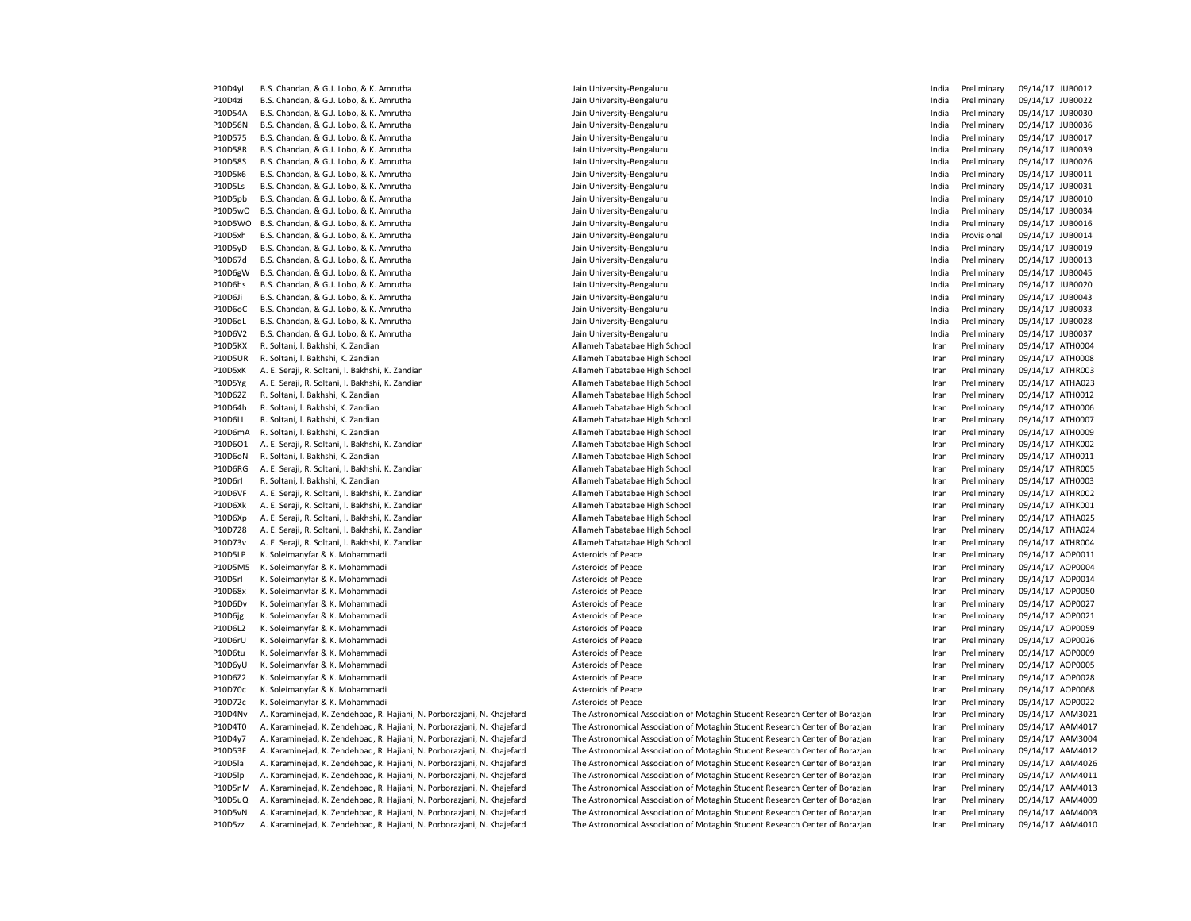| | | | | | | |
|---|---|---|---|---|---|---|
| P10D4yL | B.S. Chandan, & G.J. Lobo, & K. Amrutha | Jain University-Bengaluru | India | Preliminary | 09/14/17 | JUB0012 |
| P10D4zi | B.S. Chandan, & G.J. Lobo, & K. Amrutha | Jain University-Bengaluru | India | Preliminary | 09/14/17 | JUB0022 |
| P10D54A | B.S. Chandan, & G.J. Lobo, & K. Amrutha | Jain University-Bengaluru | India | Preliminary | 09/14/17 | JUB0030 |
| P10D56N | B.S. Chandan, & G.J. Lobo, & K. Amrutha | Jain University-Bengaluru | India | Preliminary | 09/14/17 | JUB0036 |
| P10D575 | B.S. Chandan, & G.J. Lobo, & K. Amrutha | Jain University-Bengaluru | India | Preliminary | 09/14/17 | JUB0017 |
| P10D58R | B.S. Chandan, & G.J. Lobo, & K. Amrutha | Jain University-Bengaluru | India | Preliminary | 09/14/17 | JUB0039 |
| P10D58S | B.S. Chandan, & G.J. Lobo, & K. Amrutha | Jain University-Bengaluru | India | Preliminary | 09/14/17 | JUB0026 |
| P10D5k6 | B.S. Chandan, & G.J. Lobo, & K. Amrutha | Jain University-Bengaluru | India | Preliminary | 09/14/17 | JUB0011 |
| P10D5Ls | B.S. Chandan, & G.J. Lobo, & K. Amrutha | Jain University-Bengaluru | India | Preliminary | 09/14/17 | JUB0031 |
| P10D5pb | B.S. Chandan, & G.J. Lobo, & K. Amrutha | Jain University-Bengaluru | India | Preliminary | 09/14/17 | JUB0010 |
| P10D5wO | B.S. Chandan, & G.J. Lobo, & K. Amrutha | Jain University-Bengaluru | India | Preliminary | 09/14/17 | JUB0034 |
| P10D5WO | B.S. Chandan, & G.J. Lobo, & K. Amrutha | Jain University-Bengaluru | India | Preliminary | 09/14/17 | JUB0016 |
| P10D5xh | B.S. Chandan, & G.J. Lobo, & K. Amrutha | Jain University-Bengaluru | India | Provisional | 09/14/17 | JUB0014 |
| P10D5yD | B.S. Chandan, & G.J. Lobo, & K. Amrutha | Jain University-Bengaluru | India | Preliminary | 09/14/17 | JUB0019 |
| P10D67d | B.S. Chandan, & G.J. Lobo, & K. Amrutha | Jain University-Bengaluru | India | Preliminary | 09/14/17 | JUB0013 |
| P10D6gW | B.S. Chandan, & G.J. Lobo, & K. Amrutha | Jain University-Bengaluru | India | Preliminary | 09/14/17 | JUB0045 |
| P10D6hs | B.S. Chandan, & G.J. Lobo, & K. Amrutha | Jain University-Bengaluru | India | Preliminary | 09/14/17 | JUB0020 |
| P10D6Ji | B.S. Chandan, & G.J. Lobo, & K. Amrutha | Jain University-Bengaluru | India | Preliminary | 09/14/17 | JUB0043 |
| P10D6oC | B.S. Chandan, & G.J. Lobo, & K. Amrutha | Jain University-Bengaluru | India | Preliminary | 09/14/17 | JUB0033 |
| P10D6qL | B.S. Chandan, & G.J. Lobo, & K. Amrutha | Jain University-Bengaluru | India | Preliminary | 09/14/17 | JUB0028 |
| P10D6V2 | B.S. Chandan, & G.J. Lobo, & K. Amrutha | Jain University-Bengaluru | India | Preliminary | 09/14/17 | JUB0037 |
| P10D5KX | R. Soltani, l. Bakhshi, K. Zandian | Allameh Tabatabae High School | Iran | Preliminary | 09/14/17 | ATH0004 |
| P10D5UR | R. Soltani, l. Bakhshi, K. Zandian | Allameh Tabatabae High School | Iran | Preliminary | 09/14/17 | ATH0008 |
| P10D5xK | A. E. Seraji, R. Soltani, l. Bakhshi, K. Zandian | Allameh Tabatabae High School | Iran | Preliminary | 09/14/17 | ATHR003 |
| P10D5Yg | A. E. Seraji, R. Soltani, l. Bakhshi, K. Zandian | Allameh Tabatabae High School | Iran | Preliminary | 09/14/17 | ATHA023 |
| P10D62Z | R. Soltani, l. Bakhshi, K. Zandian | Allameh Tabatabae High School | Iran | Preliminary | 09/14/17 | ATH0012 |
| P10D64h | R. Soltani, l. Bakhshi, K. Zandian | Allameh Tabatabae High School | Iran | Preliminary | 09/14/17 | ATH0006 |
| P10D6Ll | R. Soltani, l. Bakhshi, K. Zandian | Allameh Tabatabae High School | Iran | Preliminary | 09/14/17 | ATH0007 |
| P10D6mA | R. Soltani, l. Bakhshi, K. Zandian | Allameh Tabatabae High School | Iran | Preliminary | 09/14/17 | ATH0009 |
| P10D6O1 | A. E. Seraji, R. Soltani, l. Bakhshi, K. Zandian | Allameh Tabatabae High School | Iran | Preliminary | 09/14/17 | ATHK002 |
| P10D6oN | R. Soltani, l. Bakhshi, K. Zandian | Allameh Tabatabae High School | Iran | Preliminary | 09/14/17 | ATH0011 |
| P10D6RG | A. E. Seraji, R. Soltani, l. Bakhshi, K. Zandian | Allameh Tabatabae High School | Iran | Preliminary | 09/14/17 | ATHR005 |
| P10D6rl | R. Soltani, l. Bakhshi, K. Zandian | Allameh Tabatabae High School | Iran | Preliminary | 09/14/17 | ATH0003 |
| P10D6VF | A. E. Seraji, R. Soltani, l. Bakhshi, K. Zandian | Allameh Tabatabae High School | Iran | Preliminary | 09/14/17 | ATHR002 |
| P10D6Xk | A. E. Seraji, R. Soltani, l. Bakhshi, K. Zandian | Allameh Tabatabae High School | Iran | Preliminary | 09/14/17 | ATHK001 |
| P10D6Xp | A. E. Seraji, R. Soltani, l. Bakhshi, K. Zandian | Allameh Tabatabae High School | Iran | Preliminary | 09/14/17 | ATHA025 |
| P10D728 | A. E. Seraji, R. Soltani, l. Bakhshi, K. Zandian | Allameh Tabatabae High School | Iran | Preliminary | 09/14/17 | ATHA024 |
| P10D73v | A. E. Seraji, R. Soltani, l. Bakhshi, K. Zandian | Allameh Tabatabae High School | Iran | Preliminary | 09/14/17 | ATHR004 |
| P10D5LP | K. Soleimanyfar & K. Mohammadi | Asteroids of Peace | Iran | Preliminary | 09/14/17 | AOP0011 |
| P10D5M5 | K. Soleimanyfar & K. Mohammadi | Asteroids of Peace | Iran | Preliminary | 09/14/17 | AOP0004 |
| P10D5rl | K. Soleimanyfar & K. Mohammadi | Asteroids of Peace | Iran | Preliminary | 09/14/17 | AOP0014 |
| P10D68x | K. Soleimanyfar & K. Mohammadi | Asteroids of Peace | Iran | Preliminary | 09/14/17 | AOP0050 |
| P10D6Dv | K. Soleimanyfar & K. Mohammadi | Asteroids of Peace | Iran | Preliminary | 09/14/17 | AOP0027 |
| P10D6jg | K. Soleimanyfar & K. Mohammadi | Asteroids of Peace | Iran | Preliminary | 09/14/17 | AOP0021 |
| P10D6L2 | K. Soleimanyfar & K. Mohammadi | Asteroids of Peace | Iran | Preliminary | 09/14/17 | AOP0059 |
| P10D6rU | K. Soleimanyfar & K. Mohammadi | Asteroids of Peace | Iran | Preliminary | 09/14/17 | AOP0026 |
| P10D6tu | K. Soleimanyfar & K. Mohammadi | Asteroids of Peace | Iran | Preliminary | 09/14/17 | AOP0009 |
| P10D6yU | K. Soleimanyfar & K. Mohammadi | Asteroids of Peace | Iran | Preliminary | 09/14/17 | AOP0005 |
| P10D6Z2 | K. Soleimanyfar & K. Mohammadi | Asteroids of Peace | Iran | Preliminary | 09/14/17 | AOP0028 |
| P10D70c | K. Soleimanyfar & K. Mohammadi | Asteroids of Peace | Iran | Preliminary | 09/14/17 | AOP0068 |
| P10D72c | K. Soleimanyfar & K. Mohammadi | Asteroids of Peace | Iran | Preliminary | 09/14/17 | AOP0022 |
| P10D4Nv | A. Karaminejad, K. Zendehbad, R. Hajiani, N. Porborazjani, N. Khajefard | The Astronomical Association of Motaghin Student Research Center of Borazjan | Iran | Preliminary | 09/14/17 | AAM3021 |
| P10D4T0 | A. Karaminejad, K. Zendehbad, R. Hajiani, N. Porborazjani, N. Khajefard | The Astronomical Association of Motaghin Student Research Center of Borazjan | Iran | Preliminary | 09/14/17 | AAM4017 |
| P10D4y7 | A. Karaminejad, K. Zendehbad, R. Hajiani, N. Porborazjani, N. Khajefard | The Astronomical Association of Motaghin Student Research Center of Borazjan | Iran | Preliminary | 09/14/17 | AAM3004 |
| P10D53F | A. Karaminejad, K. Zendehbad, R. Hajiani, N. Porborazjani, N. Khajefard | The Astronomical Association of Motaghin Student Research Center of Borazjan | Iran | Preliminary | 09/14/17 | AAM4012 |
| P10D5la | A. Karaminejad, K. Zendehbad, R. Hajiani, N. Porborazjani, N. Khajefard | The Astronomical Association of Motaghin Student Research Center of Borazjan | Iran | Preliminary | 09/14/17 | AAM4026 |
| P10D5lp | A. Karaminejad, K. Zendehbad, R. Hajiani, N. Porborazjani, N. Khajefard | The Astronomical Association of Motaghin Student Research Center of Borazjan | Iran | Preliminary | 09/14/17 | AAM4011 |
| P10D5nM | A. Karaminejad, K. Zendehbad, R. Hajiani, N. Porborazjani, N. Khajefard | The Astronomical Association of Motaghin Student Research Center of Borazjan | Iran | Preliminary | 09/14/17 | AAM4013 |
| P10D5uQ | A. Karaminejad, K. Zendehbad, R. Hajiani, N. Porborazjani, N. Khajefard | The Astronomical Association of Motaghin Student Research Center of Borazjan | Iran | Preliminary | 09/14/17 | AAM4009 |
| P10D5vN | A. Karaminejad, K. Zendehbad, R. Hajiani, N. Porborazjani, N. Khajefard | The Astronomical Association of Motaghin Student Research Center of Borazjan | Iran | Preliminary | 09/14/17 | AAM4003 |
| P10D5zz | A. Karaminejad, K. Zendehbad, R. Hajiani, N. Porborazjani, N. Khajefard | The Astronomical Association of Motaghin Student Research Center of Borazjan | Iran | Preliminary | 09/14/17 | AAM4010 |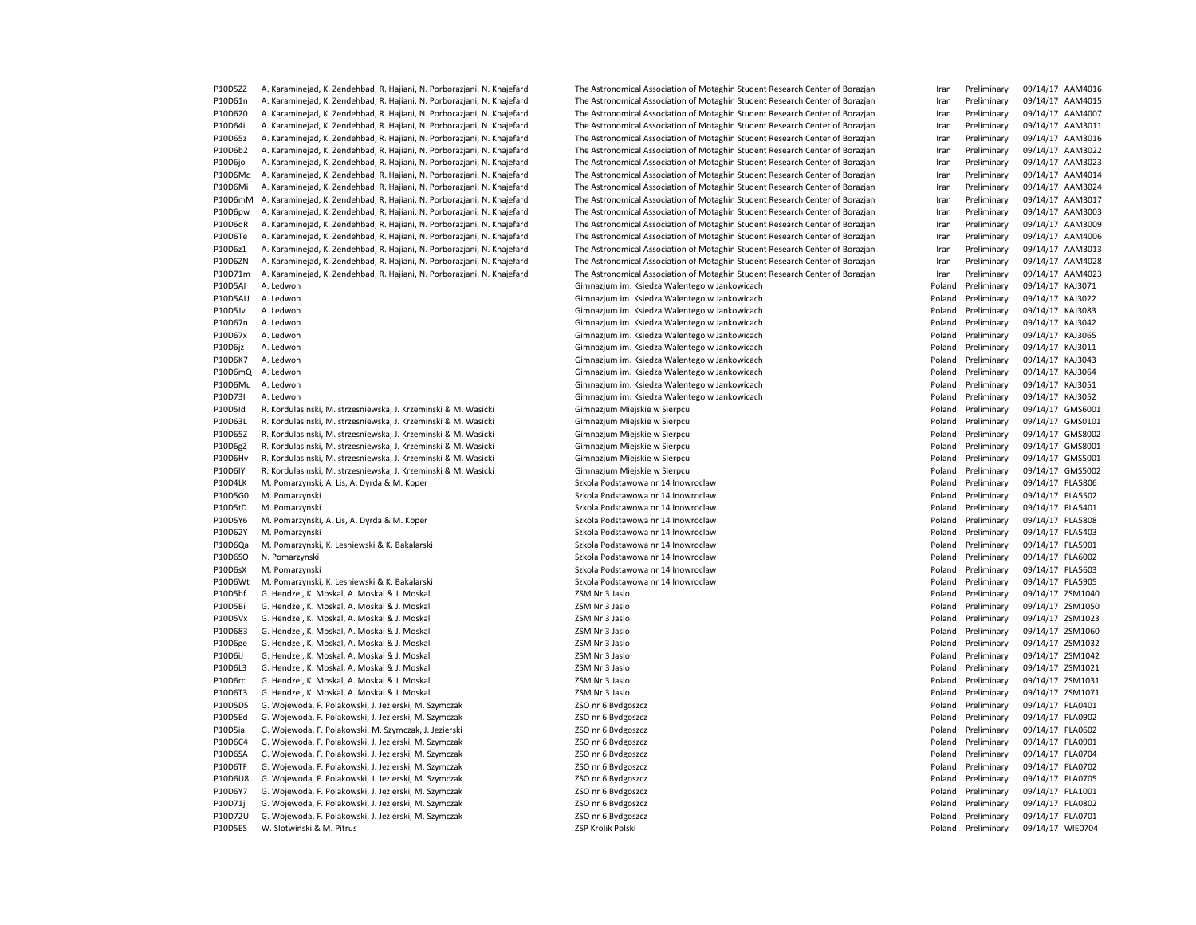| | | | | | | |
|---|---|---|---|---|---|---|
| P10D5ZZ | A. Karaminejad, K. Zendehbad, R. Hajiani, N. Porborazjani, N. Khajefard | The Astronomical Association of Motaghin Student Research Center of Borazjan | Iran | Preliminary | 09/14/17 | AAM4016 |
| P10D61n | A. Karaminejad, K. Zendehbad, R. Hajiani, N. Porborazjani, N. Khajefard | The Astronomical Association of Motaghin Student Research Center of Borazjan | Iran | Preliminary | 09/14/17 | AAM4015 |
| P10D620 | A. Karaminejad, K. Zendehbad, R. Hajiani, N. Porborazjani, N. Khajefard | The Astronomical Association of Motaghin Student Research Center of Borazjan | Iran | Preliminary | 09/14/17 | AAM4007 |
| P10D64i | A. Karaminejad, K. Zendehbad, R. Hajiani, N. Porborazjani, N. Khajefard | The Astronomical Association of Motaghin Student Research Center of Borazjan | Iran | Preliminary | 09/14/17 | AAM3011 |
| P10D65z | A. Karaminejad, K. Zendehbad, R. Hajiani, N. Porborazjani, N. Khajefard | The Astronomical Association of Motaghin Student Research Center of Borazjan | Iran | Preliminary | 09/14/17 | AAM3016 |
| P10D6b2 | A. Karaminejad, K. Zendehbad, R. Hajiani, N. Porborazjani, N. Khajefard | The Astronomical Association of Motaghin Student Research Center of Borazjan | Iran | Preliminary | 09/14/17 | AAM3022 |
| P10D6jo | A. Karaminejad, K. Zendehbad, R. Hajiani, N. Porborazjani, N. Khajefard | The Astronomical Association of Motaghin Student Research Center of Borazjan | Iran | Preliminary | 09/14/17 | AAM3023 |
| P10D6Mc | A. Karaminejad, K. Zendehbad, R. Hajiani, N. Porborazjani, N. Khajefard | The Astronomical Association of Motaghin Student Research Center of Borazjan | Iran | Preliminary | 09/14/17 | AAM4014 |
| P10D6Mi | A. Karaminejad, K. Zendehbad, R. Hajiani, N. Porborazjani, N. Khajefard | The Astronomical Association of Motaghin Student Research Center of Borazjan | Iran | Preliminary | 09/14/17 | AAM3024 |
| P10D6mM | A. Karaminejad, K. Zendehbad, R. Hajiani, N. Porborazjani, N. Khajefard | The Astronomical Association of Motaghin Student Research Center of Borazjan | Iran | Preliminary | 09/14/17 | AAM3017 |
| P10D6pw | A. Karaminejad, K. Zendehbad, R. Hajiani, N. Porborazjani, N. Khajefard | The Astronomical Association of Motaghin Student Research Center of Borazjan | Iran | Preliminary | 09/14/17 | AAM3003 |
| P10D6qR | A. Karaminejad, K. Zendehbad, R. Hajiani, N. Porborazjani, N. Khajefard | The Astronomical Association of Motaghin Student Research Center of Borazjan | Iran | Preliminary | 09/14/17 | AAM3009 |
| P10D6Te | A. Karaminejad, K. Zendehbad, R. Hajiani, N. Porborazjani, N. Khajefard | The Astronomical Association of Motaghin Student Research Center of Borazjan | Iran | Preliminary | 09/14/17 | AAM4006 |
| P10D6z1 | A. Karaminejad, K. Zendehbad, R. Hajiani, N. Porborazjani, N. Khajefard | The Astronomical Association of Motaghin Student Research Center of Borazjan | Iran | Preliminary | 09/14/17 | AAM3013 |
| P10D6ZN | A. Karaminejad, K. Zendehbad, R. Hajiani, N. Porborazjani, N. Khajefard | The Astronomical Association of Motaghin Student Research Center of Borazjan | Iran | Preliminary | 09/14/17 | AAM4028 |
| P10D71m | A. Karaminejad, K. Zendehbad, R. Hajiani, N. Porborazjani, N. Khajefard | The Astronomical Association of Motaghin Student Research Center of Borazjan | Iran | Preliminary | 09/14/17 | AAM4023 |
| P10D5AI | A. Ledwon | Gimnazjum im. Ksiedza Walentego w Jankowicach | Poland | Preliminary | 09/14/17 | KAJ3071 |
| P10D5AU | A. Ledwon | Gimnazjum im. Ksiedza Walentego w Jankowicach | Poland | Preliminary | 09/14/17 | KAJ3022 |
| P10D5Jv | A. Ledwon | Gimnazjum im. Ksiedza Walentego w Jankowicach | Poland | Preliminary | 09/14/17 | KAJ3083 |
| P10D67n | A. Ledwon | Gimnazjum im. Ksiedza Walentego w Jankowicach | Poland | Preliminary | 09/14/17 | KAJ3042 |
| P10D67x | A. Ledwon | Gimnazjum im. Ksiedza Walentego w Jankowicach | Poland | Preliminary | 09/14/17 | KAJ3065 |
| P10D6jz | A. Ledwon | Gimnazjum im. Ksiedza Walentego w Jankowicach | Poland | Preliminary | 09/14/17 | KAJ3011 |
| P10D6K7 | A. Ledwon | Gimnazjum im. Ksiedza Walentego w Jankowicach | Poland | Preliminary | 09/14/17 | KAJ3043 |
| P10D6mQ | A. Ledwon | Gimnazjum im. Ksiedza Walentego w Jankowicach | Poland | Preliminary | 09/14/17 | KAJ3064 |
| P10D6Mu | A. Ledwon | Gimnazjum im. Ksiedza Walentego w Jankowicach | Poland | Preliminary | 09/14/17 | KAJ3051 |
| P10D73I | A. Ledwon | Gimnazjum im. Ksiedza Walentego w Jankowicach | Poland | Preliminary | 09/14/17 | KAJ3052 |
| P10D5Id | R. Kordulasinski, M. strzesniewska, J. Krzeminski & M. Wasicki | Gimnazjum Miejskie w Sierpcu | Poland | Preliminary | 09/14/17 | GMS6001 |
| P10D63L | R. Kordulasinski, M. strzesniewska, J. Krzeminski & M. Wasicki | Gimnazjum Miejskie w Sierpcu | Poland | Preliminary | 09/14/17 | GMS0101 |
| P10D65Z | R. Kordulasinski, M. strzesniewska, J. Krzeminski & M. Wasicki | Gimnazjum Miejskie w Sierpcu | Poland | Preliminary | 09/14/17 | GMS8002 |
| P10D6gZ | R. Kordulasinski, M. strzesniewska, J. Krzeminski & M. Wasicki | Gimnazjum Miejskie w Sierpcu | Poland | Preliminary | 09/14/17 | GMS8001 |
| P10D6Hv | R. Kordulasinski, M. strzesniewska, J. Krzeminski & M. Wasicki | Gimnazjum Miejskie w Sierpcu | Poland | Preliminary | 09/14/17 | GMS5001 |
| P10D6lY | R. Kordulasinski, M. strzesniewska, J. Krzeminski & M. Wasicki | Gimnazjum Miejskie w Sierpcu | Poland | Preliminary | 09/14/17 | GMS5002 |
| P10D4LK | M. Pomarzynski, A. Lis, A. Dyrda & M. Koper | Szkola Podstawowa nr 14 Inowroclaw | Poland | Preliminary | 09/14/17 | PLA5806 |
| P10D5G0 | M. Pomarzynski | Szkola Podstawowa nr 14 Inowroclaw | Poland | Preliminary | 09/14/17 | PLA5502 |
| P10D5tD | M. Pomarzynski | Szkola Podstawowa nr 14 Inowroclaw | Poland | Preliminary | 09/14/17 | PLA5401 |
| P10D5Y6 | M. Pomarzynski, A. Lis, A. Dyrda & M. Koper | Szkola Podstawowa nr 14 Inowroclaw | Poland | Preliminary | 09/14/17 | PLA5808 |
| P10D62Y | M. Pomarzynski | Szkola Podstawowa nr 14 Inowroclaw | Poland | Preliminary | 09/14/17 | PLA5403 |
| P10D6Qa | M. Pomarzynski, K. Lesniewski & K. Bakalarski | Szkola Podstawowa nr 14 Inowroclaw | Poland | Preliminary | 09/14/17 | PLA5901 |
| P10D6SO | N. Pomarzynski | Szkola Podstawowa nr 14 Inowroclaw | Poland | Preliminary | 09/14/17 | PLA6002 |
| P10D6sX | M. Pomarzynski | Szkola Podstawowa nr 14 Inowroclaw | Poland | Preliminary | 09/14/17 | PLA5603 |
| P10D6Wt | M. Pomarzynski, K. Lesniewski & K. Bakalarski | Szkola Podstawowa nr 14 Inowroclaw | Poland | Preliminary | 09/14/17 | PLA5905 |
| P10D5bf | G. Hendzel, K. Moskal, A. Moskal & J. Moskal | ZSM Nr 3 Jaslo | Poland | Preliminary | 09/14/17 | ZSM1040 |
| P10D5Bi | G. Hendzel, K. Moskal, A. Moskal & J. Moskal | ZSM Nr 3 Jaslo | Poland | Preliminary | 09/14/17 | ZSM1050 |
| P10D5Vx | G. Hendzel, K. Moskal, A. Moskal & J. Moskal | ZSM Nr 3 Jaslo | Poland | Preliminary | 09/14/17 | ZSM1023 |
| P10D683 | G. Hendzel, K. Moskal, A. Moskal & J. Moskal | ZSM Nr 3 Jaslo | Poland | Preliminary | 09/14/17 | ZSM1060 |
| P10D6ge | G. Hendzel, K. Moskal, A. Moskal & J. Moskal | ZSM Nr 3 Jaslo | Poland | Preliminary | 09/14/17 | ZSM1032 |
| P10D6iJ | G. Hendzel, K. Moskal, A. Moskal & J. Moskal | ZSM Nr 3 Jaslo | Poland | Preliminary | 09/14/17 | ZSM1042 |
| P10D6L3 | G. Hendzel, K. Moskal, A. Moskal & J. Moskal | ZSM Nr 3 Jaslo | Poland | Preliminary | 09/14/17 | ZSM1021 |
| P10D6rc | G. Hendzel, K. Moskal, A. Moskal & J. Moskal | ZSM Nr 3 Jaslo | Poland | Preliminary | 09/14/17 | ZSM1031 |
| P10D6T3 | G. Hendzel, K. Moskal, A. Moskal & J. Moskal | ZSM Nr 3 Jaslo | Poland | Preliminary | 09/14/17 | ZSM1071 |
| P10D5D5 | G. Wojewoda, F. Polakowski, J. Jezierski, M. Szymczak | ZSO nr 6 Bydgoszcz | Poland | Preliminary | 09/14/17 | PLA0401 |
| P10D5Ed | G. Wojewoda, F. Polakowski, J. Jezierski, M. Szymczak | ZSO nr 6 Bydgoszcz | Poland | Preliminary | 09/14/17 | PLA0902 |
| P10D5ia | G. Wojewoda, F. Polakowski, M. Szymczak, J. Jezierski | ZSO nr 6 Bydgoszcz | Poland | Preliminary | 09/14/17 | PLA0602 |
| P10D6C4 | G. Wojewoda, F. Polakowski, J. Jezierski, M. Szymczak | ZSO nr 6 Bydgoszcz | Poland | Preliminary | 09/14/17 | PLA0901 |
| P10D6SA | G. Wojewoda, F. Polakowski, J. Jezierski, M. Szymczak | ZSO nr 6 Bydgoszcz | Poland | Preliminary | 09/14/17 | PLA0704 |
| P10D6TF | G. Wojewoda, F. Polakowski, J. Jezierski, M. Szymczak | ZSO nr 6 Bydgoszcz | Poland | Preliminary | 09/14/17 | PLA0702 |
| P10D6U8 | G. Wojewoda, F. Polakowski, J. Jezierski, M. Szymczak | ZSO nr 6 Bydgoszcz | Poland | Preliminary | 09/14/17 | PLA0705 |
| P10D6Y7 | G. Wojewoda, F. Polakowski, J. Jezierski, M. Szymczak | ZSO nr 6 Bydgoszcz | Poland | Preliminary | 09/14/17 | PLA1001 |
| P10D71j | G. Wojewoda, F. Polakowski, J. Jezierski, M. Szymczak | ZSO nr 6 Bydgoszcz | Poland | Preliminary | 09/14/17 | PLA0802 |
| P10D72U | G. Wojewoda, F. Polakowski, J. Jezierski, M. Szymczak | ZSO nr 6 Bydgoszcz | Poland | Preliminary | 09/14/17 | PLA0701 |
| P10D5ES | W. Slotwinski & M. Pitrus | ZSP Krolik Polski | Poland | Preliminary | 09/14/17 | WIE0704 |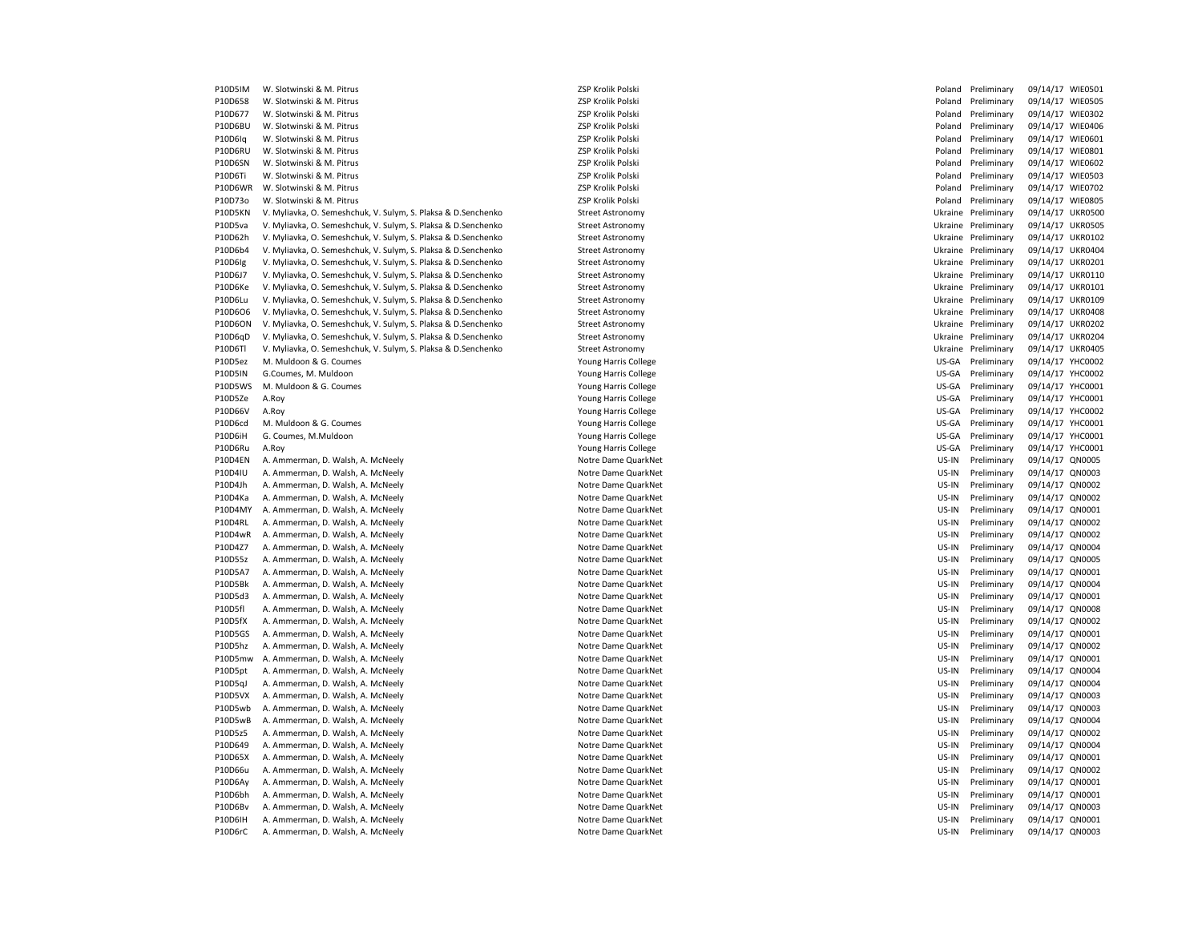| | | | | | | |
|---|---|---|---|---|---|---|
| P10D5IM | W. Slotwinski & M. Pitrus | ZSP Krolik Polski | Poland | Preliminary | 09/14/17 | WIE0501 |
| P10D658 | W. Slotwinski & M. Pitrus | ZSP Krolik Polski | Poland | Preliminary | 09/14/17 | WIE0505 |
| P10D677 | W. Slotwinski & M. Pitrus | ZSP Krolik Polski | Poland | Preliminary | 09/14/17 | WIE0302 |
| P10D6BU | W. Slotwinski & M. Pitrus | ZSP Krolik Polski | Poland | Preliminary | 09/14/17 | WIE0406 |
| P10D6Iq | W. Slotwinski & M. Pitrus | ZSP Krolik Polski | Poland | Preliminary | 09/14/17 | WIE0601 |
| P10D6RU | W. Slotwinski & M. Pitrus | ZSP Krolik Polski | Poland | Preliminary | 09/14/17 | WIE0801 |
| P10D6SN | W. Slotwinski & M. Pitrus | ZSP Krolik Polski | Poland | Preliminary | 09/14/17 | WIE0602 |
| P10D6Ti | W. Slotwinski & M. Pitrus | ZSP Krolik Polski | Poland | Preliminary | 09/14/17 | WIE0503 |
| P10D6WR | W. Slotwinski & M. Pitrus | ZSP Krolik Polski | Poland | Preliminary | 09/14/17 | WIE0702 |
| P10D73o | W. Slotwinski & M. Pitrus | ZSP Krolik Polski | Poland | Preliminary | 09/14/17 | WIE0805 |
| P10D5KN | V. Myliavka, O. Semeshchuk, V. Sulym, S. Plaksa & D.Senchenko | Street Astronomy | Ukraine | Preliminary | 09/14/17 | UKR0500 |
| P10D5va | V. Myliavka, O. Semeshchuk, V. Sulym, S. Plaksa & D.Senchenko | Street Astronomy | Ukraine | Preliminary | 09/14/17 | UKR0505 |
| P10D62h | V. Myliavka, O. Semeshchuk, V. Sulym, S. Plaksa & D.Senchenko | Street Astronomy | Ukraine | Preliminary | 09/14/17 | UKR0102 |
| P10D6b4 | V. Myliavka, O. Semeshchuk, V. Sulym, S. Plaksa & D.Senchenko | Street Astronomy | Ukraine | Preliminary | 09/14/17 | UKR0404 |
| P10D6Ig | V. Myliavka, O. Semeshchuk, V. Sulym, S. Plaksa & D.Senchenko | Street Astronomy | Ukraine | Preliminary | 09/14/17 | UKR0201 |
| P10D6J7 | V. Myliavka, O. Semeshchuk, V. Sulym, S. Plaksa & D.Senchenko | Street Astronomy | Ukraine | Preliminary | 09/14/17 | UKR0110 |
| P10D6Ke | V. Myliavka, O. Semeshchuk, V. Sulym, S. Plaksa & D.Senchenko | Street Astronomy | Ukraine | Preliminary | 09/14/17 | UKR0101 |
| P10D6Lu | V. Myliavka, O. Semeshchuk, V. Sulym, S. Plaksa & D.Senchenko | Street Astronomy | Ukraine | Preliminary | 09/14/17 | UKR0109 |
| P10D6O6 | V. Myliavka, O. Semeshchuk, V. Sulym, S. Plaksa & D.Senchenko | Street Astronomy | Ukraine | Preliminary | 09/14/17 | UKR0408 |
| P10D6ON | V. Myliavka, O. Semeshchuk, V. Sulym, S. Plaksa & D.Senchenko | Street Astronomy | Ukraine | Preliminary | 09/14/17 | UKR0202 |
| P10D6qD | V. Myliavka, O. Semeshchuk, V. Sulym, S. Plaksa & D.Senchenko | Street Astronomy | Ukraine | Preliminary | 09/14/17 | UKR0204 |
| P10D6Tl | V. Myliavka, O. Semeshchuk, V. Sulym, S. Plaksa & D.Senchenko | Street Astronomy | Ukraine | Preliminary | 09/14/17 | UKR0405 |
| P10D5ez | M. Muldoon & G. Coumes | Young Harris College | US-GA | Preliminary | 09/14/17 | YHC0002 |
| P10D5IN | G.Coumes, M. Muldoon | Young Harris College | US-GA | Preliminary | 09/14/17 | YHC0002 |
| P10D5WS | M. Muldoon & G. Coumes | Young Harris College | US-GA | Preliminary | 09/14/17 | YHC0001 |
| P10D5Ze | A.Roy | Young Harris College | US-GA | Preliminary | 09/14/17 | YHC0001 |
| P10D66V | A.Roy | Young Harris College | US-GA | Preliminary | 09/14/17 | YHC0002 |
| P10D6cd | M. Muldoon & G. Coumes | Young Harris College | US-GA | Preliminary | 09/14/17 | YHC0001 |
| P10D6iH | G. Coumes, M.Muldoon | Young Harris College | US-GA | Preliminary | 09/14/17 | YHC0001 |
| P10D6Ru | A.Roy | Young Harris College | US-GA | Preliminary | 09/14/17 | YHC0001 |
| P10D4EN | A. Ammerman, D. Walsh, A. McNeely | Notre Dame QuarkNet | US-IN | Preliminary | 09/14/17 | QN0005 |
| P10D4IU | A. Ammerman, D. Walsh, A. McNeely | Notre Dame QuarkNet | US-IN | Preliminary | 09/14/17 | QN0003 |
| P10D4Jh | A. Ammerman, D. Walsh, A. McNeely | Notre Dame QuarkNet | US-IN | Preliminary | 09/14/17 | QN0002 |
| P10D4Ka | A. Ammerman, D. Walsh, A. McNeely | Notre Dame QuarkNet | US-IN | Preliminary | 09/14/17 | QN0002 |
| P10D4MY | A. Ammerman, D. Walsh, A. McNeely | Notre Dame QuarkNet | US-IN | Preliminary | 09/14/17 | QN0001 |
| P10D4RL | A. Ammerman, D. Walsh, A. McNeely | Notre Dame QuarkNet | US-IN | Preliminary | 09/14/17 | QN0002 |
| P10D4wR | A. Ammerman, D. Walsh, A. McNeely | Notre Dame QuarkNet | US-IN | Preliminary | 09/14/17 | QN0002 |
| P10D4Z7 | A. Ammerman, D. Walsh, A. McNeely | Notre Dame QuarkNet | US-IN | Preliminary | 09/14/17 | QN0004 |
| P10D55z | A. Ammerman, D. Walsh, A. McNeely | Notre Dame QuarkNet | US-IN | Preliminary | 09/14/17 | QN0005 |
| P10D5A7 | A. Ammerman, D. Walsh, A. McNeely | Notre Dame QuarkNet | US-IN | Preliminary | 09/14/17 | QN0001 |
| P10D5Bk | A. Ammerman, D. Walsh, A. McNeely | Notre Dame QuarkNet | US-IN | Preliminary | 09/14/17 | QN0004 |
| P10D5d3 | A. Ammerman, D. Walsh, A. McNeely | Notre Dame QuarkNet | US-IN | Preliminary | 09/14/17 | QN0001 |
| P10D5fl | A. Ammerman, D. Walsh, A. McNeely | Notre Dame QuarkNet | US-IN | Preliminary | 09/14/17 | QN0008 |
| P10D5fX | A. Ammerman, D. Walsh, A. McNeely | Notre Dame QuarkNet | US-IN | Preliminary | 09/14/17 | QN0002 |
| P10D5GS | A. Ammerman, D. Walsh, A. McNeely | Notre Dame QuarkNet | US-IN | Preliminary | 09/14/17 | QN0001 |
| P10D5hz | A. Ammerman, D. Walsh, A. McNeely | Notre Dame QuarkNet | US-IN | Preliminary | 09/14/17 | QN0002 |
| P10D5mw | A. Ammerman, D. Walsh, A. McNeely | Notre Dame QuarkNet | US-IN | Preliminary | 09/14/17 | QN0001 |
| P10D5pt | A. Ammerman, D. Walsh, A. McNeely | Notre Dame QuarkNet | US-IN | Preliminary | 09/14/17 | QN0004 |
| P10D5qJ | A. Ammerman, D. Walsh, A. McNeely | Notre Dame QuarkNet | US-IN | Preliminary | 09/14/17 | QN0004 |
| P10D5VX | A. Ammerman, D. Walsh, A. McNeely | Notre Dame QuarkNet | US-IN | Preliminary | 09/14/17 | QN0003 |
| P10D5wb | A. Ammerman, D. Walsh, A. McNeely | Notre Dame QuarkNet | US-IN | Preliminary | 09/14/17 | QN0003 |
| P10D5wB | A. Ammerman, D. Walsh, A. McNeely | Notre Dame QuarkNet | US-IN | Preliminary | 09/14/17 | QN0004 |
| P10D5z5 | A. Ammerman, D. Walsh, A. McNeely | Notre Dame QuarkNet | US-IN | Preliminary | 09/14/17 | QN0002 |
| P10D649 | A. Ammerman, D. Walsh, A. McNeely | Notre Dame QuarkNet | US-IN | Preliminary | 09/14/17 | QN0004 |
| P10D65X | A. Ammerman, D. Walsh, A. McNeely | Notre Dame QuarkNet | US-IN | Preliminary | 09/14/17 | QN0001 |
| P10D66u | A. Ammerman, D. Walsh, A. McNeely | Notre Dame QuarkNet | US-IN | Preliminary | 09/14/17 | QN0002 |
| P10D6Ay | A. Ammerman, D. Walsh, A. McNeely | Notre Dame QuarkNet | US-IN | Preliminary | 09/14/17 | QN0001 |
| P10D6bh | A. Ammerman, D. Walsh, A. McNeely | Notre Dame QuarkNet | US-IN | Preliminary | 09/14/17 | QN0001 |
| P10D6Bv | A. Ammerman, D. Walsh, A. McNeely | Notre Dame QuarkNet | US-IN | Preliminary | 09/14/17 | QN0003 |
| P10D6IH | A. Ammerman, D. Walsh, A. McNeely | Notre Dame QuarkNet | US-IN | Preliminary | 09/14/17 | QN0001 |
| P10D6rC | A. Ammerman, D. Walsh, A. McNeely | Notre Dame QuarkNet | US-IN | Preliminary | 09/14/17 | QN0003 |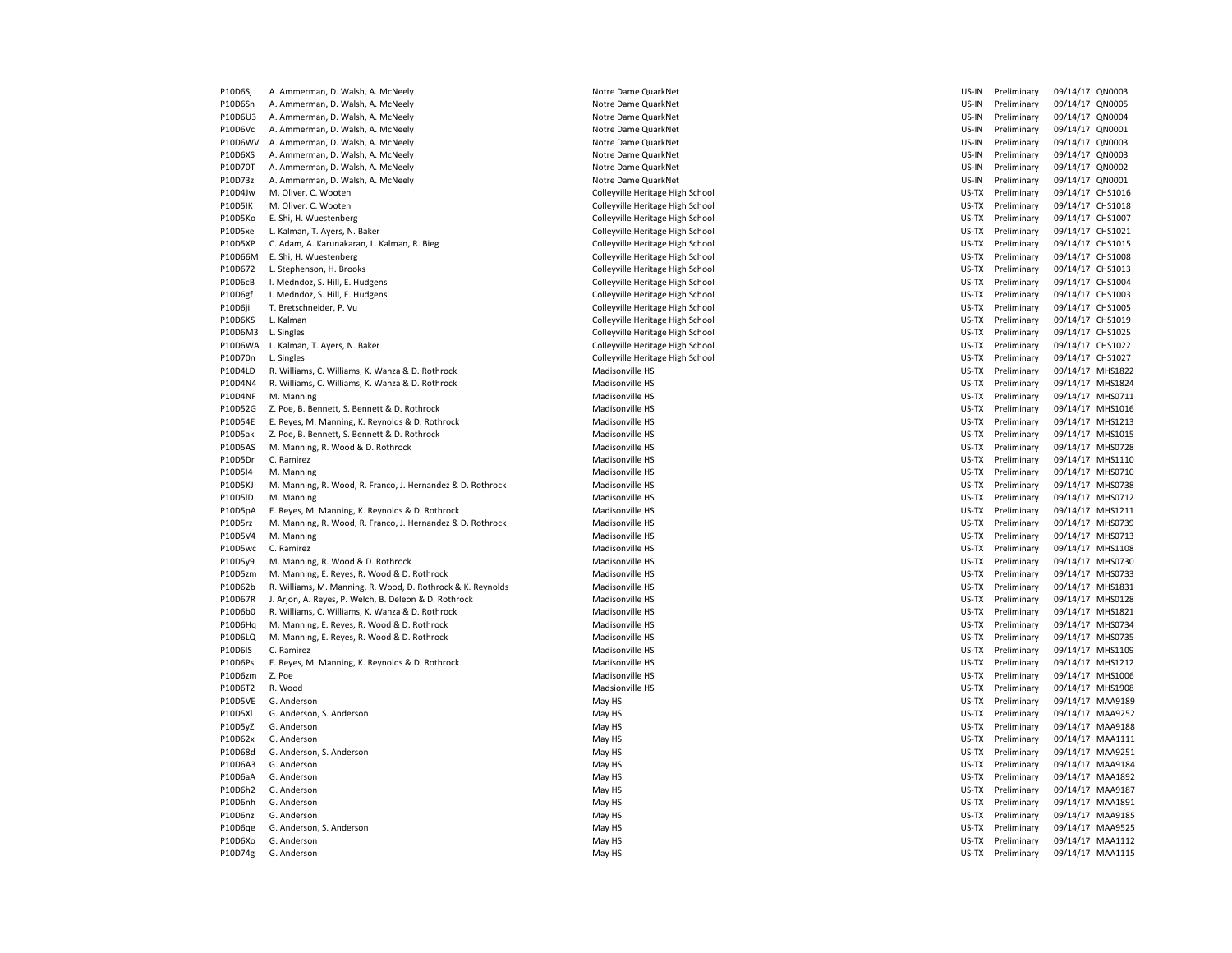| | | | | | | |
|---|---|---|---|---|---|---|
| P10D6Sj | A. Ammerman, D. Walsh, A. McNeely | Notre Dame QuarkNet | US-IN | Preliminary | 09/14/17 | QN0003 |
| P10D6Sn | A. Ammerman, D. Walsh, A. McNeely | Notre Dame QuarkNet | US-IN | Preliminary | 09/14/17 | QN0005 |
| P10D6U3 | A. Ammerman, D. Walsh, A. McNeely | Notre Dame QuarkNet | US-IN | Preliminary | 09/14/17 | QN0004 |
| P10D6Vc | A. Ammerman, D. Walsh, A. McNeely | Notre Dame QuarkNet | US-IN | Preliminary | 09/14/17 | QN0001 |
| P10D6WV | A. Ammerman, D. Walsh, A. McNeely | Notre Dame QuarkNet | US-IN | Preliminary | 09/14/17 | QN0003 |
| P10D6XS | A. Ammerman, D. Walsh, A. McNeely | Notre Dame QuarkNet | US-IN | Preliminary | 09/14/17 | QN0003 |
| P10D70T | A. Ammerman, D. Walsh, A. McNeely | Notre Dame QuarkNet | US-IN | Preliminary | 09/14/17 | QN0002 |
| P10D73z | A. Ammerman, D. Walsh, A. McNeely | Notre Dame QuarkNet | US-IN | Preliminary | 09/14/17 | QN0001 |
| P10D4Jw | M. Oliver, C. Wooten | Colleyville Heritage High School | US-TX | Preliminary | 09/14/17 | CHS1016 |
| P10D5IK | M. Oliver, C. Wooten | Colleyville Heritage High School | US-TX | Preliminary | 09/14/17 | CHS1018 |
| P10D5Ko | E. Shi, H. Wuestenberg | Colleyville Heritage High School | US-TX | Preliminary | 09/14/17 | CHS1007 |
| P10D5xe | L. Kalman, T. Ayers, N. Baker | Colleyville Heritage High School | US-TX | Preliminary | 09/14/17 | CHS1021 |
| P10D5XP | C. Adam, A. Karunakaran, L. Kalman, R. Bieg | Colleyville Heritage High School | US-TX | Preliminary | 09/14/17 | CHS1015 |
| P10D66M | E. Shi, H. Wuestenberg | Colleyville Heritage High School | US-TX | Preliminary | 09/14/17 | CHS1008 |
| P10D672 | L. Stephenson, H. Brooks | Colleyville Heritage High School | US-TX | Preliminary | 09/14/17 | CHS1013 |
| P10D6cB | I. Medndoz, S. Hill, E. Hudgens | Colleyville Heritage High School | US-TX | Preliminary | 09/14/17 | CHS1004 |
| P10D6gf | I. Medndoz, S. Hill, E. Hudgens | Colleyville Heritage High School | US-TX | Preliminary | 09/14/17 | CHS1003 |
| P10D6ji | T. Bretschneider, P. Vu | Colleyville Heritage High School | US-TX | Preliminary | 09/14/17 | CHS1005 |
| P10D6KS | L. Kalman | Colleyville Heritage High School | US-TX | Preliminary | 09/14/17 | CHS1019 |
| P10D6M3 | L. Singles | Colleyville Heritage High School | US-TX | Preliminary | 09/14/17 | CHS1025 |
| P10D6WA | L. Kalman, T. Ayers, N. Baker | Colleyville Heritage High School | US-TX | Preliminary | 09/14/17 | CHS1022 |
| P10D70n | L. Singles | Colleyville Heritage High School | US-TX | Preliminary | 09/14/17 | CHS1027 |
| P10D4LD | R. Williams, C. Williams, K. Wanza & D. Rothrock | Madisonville HS | US-TX | Preliminary | 09/14/17 | MHS1822 |
| P10D4N4 | R. Williams, C. Williams, K. Wanza & D. Rothrock | Madisonville HS | US-TX | Preliminary | 09/14/17 | MHS1824 |
| P10D4NF | M. Manning | Madisonville HS | US-TX | Preliminary | 09/14/17 | MHS0711 |
| P10D52G | Z. Poe, B. Bennett, S. Bennett & D. Rothrock | Madisonville HS | US-TX | Preliminary | 09/14/17 | MHS1016 |
| P10D54E | E. Reyes, M. Manning, K. Reynolds & D. Rothrock | Madisonville HS | US-TX | Preliminary | 09/14/17 | MHS1213 |
| P10D5ak | Z. Poe, B. Bennett, S. Bennett & D. Rothrock | Madisonville HS | US-TX | Preliminary | 09/14/17 | MHS1015 |
| P10D5AS | M. Manning, R. Wood & D. Rothrock | Madisonville HS | US-TX | Preliminary | 09/14/17 | MHS0728 |
| P10D5Dr | C. Ramirez | Madisonville HS | US-TX | Preliminary | 09/14/17 | MHS1110 |
| P10D5I4 | M. Manning | Madisonville HS | US-TX | Preliminary | 09/14/17 | MHS0710 |
| P10D5KJ | M. Manning, R. Wood, R. Franco, J. Hernandez & D. Rothrock | Madisonville HS | US-TX | Preliminary | 09/14/17 | MHS0738 |
| P10D5lD | M. Manning | Madisonville HS | US-TX | Preliminary | 09/14/17 | MHS0712 |
| P10D5pA | E. Reyes, M. Manning, K. Reynolds & D. Rothrock | Madisonville HS | US-TX | Preliminary | 09/14/17 | MHS1211 |
| P10D5rz | M. Manning, R. Wood, R. Franco, J. Hernandez & D. Rothrock | Madisonville HS | US-TX | Preliminary | 09/14/17 | MHS0739 |
| P10D5V4 | M. Manning | Madisonville HS | US-TX | Preliminary | 09/14/17 | MHS0713 |
| P10D5wc | C. Ramirez | Madisonville HS | US-TX | Preliminary | 09/14/17 | MHS1108 |
| P10D5y9 | M. Manning, R. Wood & D. Rothrock | Madisonville HS | US-TX | Preliminary | 09/14/17 | MHS0730 |
| P10D5zm | M. Manning, E. Reyes, R. Wood & D. Rothrock | Madisonville HS | US-TX | Preliminary | 09/14/17 | MHS0733 |
| P10D62b | R. Williams, M. Manning, R. Wood, D. Rothrock & K. Reynolds | Madisonville HS | US-TX | Preliminary | 09/14/17 | MHS1831 |
| P10D67R | J. Arjon, A. Reyes, P. Welch, B. Deleon & D. Rothrock | Madisonville HS | US-TX | Preliminary | 09/14/17 | MHS0128 |
| P10D6b0 | R. Williams, C. Williams, K. Wanza & D. Rothrock | Madisonville HS | US-TX | Preliminary | 09/14/17 | MHS1821 |
| P10D6Hq | M. Manning, E. Reyes, R. Wood & D. Rothrock | Madisonville HS | US-TX | Preliminary | 09/14/17 | MHS0734 |
| P10D6LQ | M. Manning, E. Reyes, R. Wood & D. Rothrock | Madisonville HS | US-TX | Preliminary | 09/14/17 | MHS0735 |
| P10D6lS | C. Ramirez | Madisonville HS | US-TX | Preliminary | 09/14/17 | MHS1109 |
| P10D6Ps | E. Reyes, M. Manning, K. Reynolds & D. Rothrock | Madisonville HS | US-TX | Preliminary | 09/14/17 | MHS1212 |
| P10D6zm | Z. Poe | Madisonville HS | US-TX | Preliminary | 09/14/17 | MHS1006 |
| P10D6T2 | R. Wood | Madsionville HS | US-TX | Preliminary | 09/14/17 | MHS1908 |
| P10D5VE | G. Anderson | May HS | US-TX | Preliminary | 09/14/17 | MAA9189 |
| P10D5Xl | G. Anderson, S. Anderson | May HS | US-TX | Preliminary | 09/14/17 | MAA9252 |
| P10D5yZ | G. Anderson | May HS | US-TX | Preliminary | 09/14/17 | MAA9188 |
| P10D62x | G. Anderson | May HS | US-TX | Preliminary | 09/14/17 | MAA1111 |
| P10D68d | G. Anderson, S. Anderson | May HS | US-TX | Preliminary | 09/14/17 | MAA9251 |
| P10D6A3 | G. Anderson | May HS | US-TX | Preliminary | 09/14/17 | MAA9184 |
| P10D6aA | G. Anderson | May HS | US-TX | Preliminary | 09/14/17 | MAA1892 |
| P10D6h2 | G. Anderson | May HS | US-TX | Preliminary | 09/14/17 | MAA9187 |
| P10D6nh | G. Anderson | May HS | US-TX | Preliminary | 09/14/17 | MAA1891 |
| P10D6nz | G. Anderson | May HS | US-TX | Preliminary | 09/14/17 | MAA9185 |
| P10D6qe | G. Anderson, S. Anderson | May HS | US-TX | Preliminary | 09/14/17 | MAA9525 |
| P10D6Xo | G. Anderson | May HS | US-TX | Preliminary | 09/14/17 | MAA1112 |
| P10D74g | G. Anderson | May HS | US-TX | Preliminary | 09/14/17 | MAA1115 |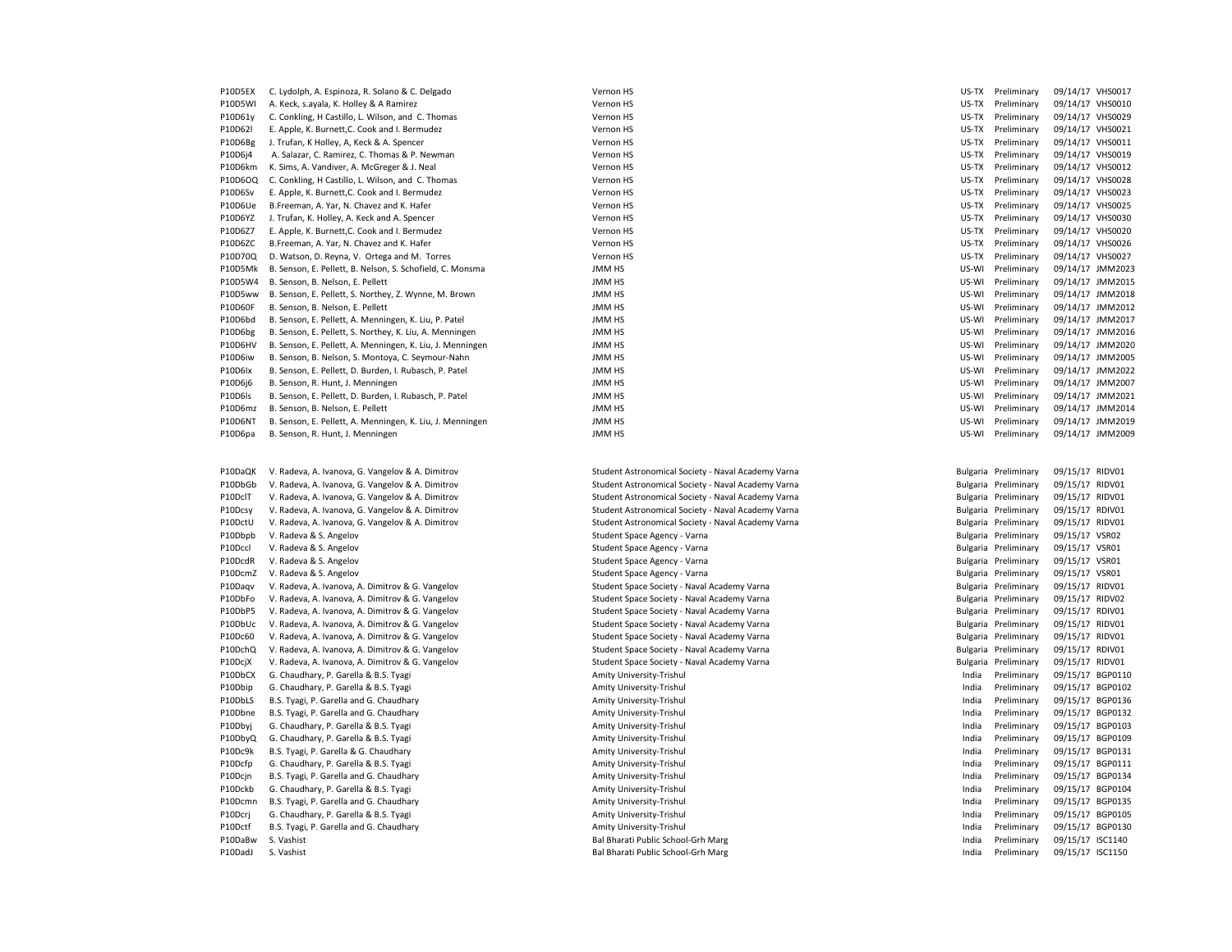| | | | | | | |
|---|---|---|---|---|---|---|
| P10D5EX | C. Lydolph, A. Espinoza, R. Solano & C. Delgado | Vernon HS | US-TX | Preliminary | 09/14/17 | VHS0017 |
| P10D5WI | A. Keck, s.ayala, K. Holley & A Ramirez | Vernon HS | US-TX | Preliminary | 09/14/17 | VHS0010 |
| P10D61y | C. Conkling, H Castillo, L. Wilson, and C. Thomas | Vernon HS | US-TX | Preliminary | 09/14/17 | VHS0029 |
| P10D62l | E. Apple, K. Burnett,C. Cook and I. Bermudez | Vernon HS | US-TX | Preliminary | 09/14/17 | VHS0021 |
| P10D6Bg | J. Trufan, K Holley, A, Keck & A. Spencer | Vernon HS | US-TX | Preliminary | 09/14/17 | VHS0011 |
| P10D6j4 | A. Salazar, C. Ramirez, C. Thomas & P. Newman | Vernon HS | US-TX | Preliminary | 09/14/17 | VHS0019 |
| P10D6km | K. Sims, A. Vandiver, A. McGreger & J. Neal | Vernon HS | US-TX | Preliminary | 09/14/17 | VHS0012 |
| P10D6OQ | C. Conkling, H Castillo, L. Wilson, and C. Thomas | Vernon HS | US-TX | Preliminary | 09/14/17 | VHS0028 |
| P10D6Sv | E. Apple, K. Burnett,C. Cook and I. Bermudez | Vernon HS | US-TX | Preliminary | 09/14/17 | VHS0023 |
| P10D6Ue | B.Freeman, A. Yar, N. Chavez and K. Hafer | Vernon HS | US-TX | Preliminary | 09/14/17 | VHS0025 |
| P10D6YZ | J. Trufan, K. Holley, A. Keck and A. Spencer | Vernon HS | US-TX | Preliminary | 09/14/17 | VHS0030 |
| P10D6Z7 | E. Apple, K. Burnett,C. Cook and I. Bermudez | Vernon HS | US-TX | Preliminary | 09/14/17 | VHS0020 |
| P10D6ZC | B.Freeman, A. Yar, N. Chavez and K. Hafer | Vernon HS | US-TX | Preliminary | 09/14/17 | VHS0026 |
| P10D70Q | D. Watson, D. Reyna, V. Ortega and M. Torres | Vernon HS | US-TX | Preliminary | 09/14/17 | VHS0027 |
| P10D5Mk | B. Senson, E. Pellett, B. Nelson, S. Schofield, C. Monsma | JMM HS | US-WI | Preliminary | 09/14/17 | JMM2023 |
| P10D5W4 | B. Senson, B. Nelson, E. Pellett | JMM HS | US-WI | Preliminary | 09/14/17 | JMM2015 |
| P10D5ww | B. Senson, E. Pellett, S. Northey, Z. Wynne, M. Brown | JMM HS | US-WI | Preliminary | 09/14/17 | JMM2018 |
| P10D60F | B. Senson, B. Nelson, E. Pellett | JMM HS | US-WI | Preliminary | 09/14/17 | JMM2012 |
| P10D6bd | B. Senson, E. Pellett, A. Menningen, K. Liu, P. Patel | JMM HS | US-WI | Preliminary | 09/14/17 | JMM2017 |
| P10D6bg | B. Senson, E. Pellett, S. Northey, K. Liu, A. Menningen | JMM HS | US-WI | Preliminary | 09/14/17 | JMM2016 |
| P10D6HV | B. Senson, E. Pellett, A. Menningen, K. Liu, J. Menningen | JMM HS | US-WI | Preliminary | 09/14/17 | JMM2020 |
| P10D6iw | B. Senson, B. Nelson, S. Montoya, C. Seymour-Nahn | JMM HS | US-WI | Preliminary | 09/14/17 | JMM2005 |
| P10D6Ix | B. Senson, E. Pellett, D. Burden, I. Rubasch, P. Patel | JMM HS | US-WI | Preliminary | 09/14/17 | JMM2022 |
| P10D6j6 | B. Senson, R. Hunt, J. Menningen | JMM HS | US-WI | Preliminary | 09/14/17 | JMM2007 |
| P10D6ls | B. Senson, E. Pellett, D. Burden, I. Rubasch, P. Patel | JMM HS | US-WI | Preliminary | 09/14/17 | JMM2021 |
| P10D6mz | B. Senson, B. Nelson, E. Pellett | JMM HS | US-WI | Preliminary | 09/14/17 | JMM2014 |
| P10D6NT | B. Senson, E. Pellett, A. Menningen, K. Liu, J. Menningen | JMM HS | US-WI | Preliminary | 09/14/17 | JMM2019 |
| P10D6pa | B. Senson, R. Hunt, J. Menningen | JMM HS | US-WI | Preliminary | 09/14/17 | JMM2009 |

| | | | | | | |
|---|---|---|---|---|---|---|
| P10DaQK | V. Radeva, A. Ivanova, G. Vangelov & A. Dimitrov | Student Astronomical Society - Naval Academy Varna | Bulgaria | Preliminary | 09/15/17 | RIDV01 |
| P10DbGb | V. Radeva, A. Ivanova, G. Vangelov & A. Dimitrov | Student Astronomical Society - Naval Academy Varna | Bulgaria | Preliminary | 09/15/17 | RIDV01 |
| P10DclT | V. Radeva, A. Ivanova, G. Vangelov & A. Dimitrov | Student Astronomical Society - Naval Academy Varna | Bulgaria | Preliminary | 09/15/17 | RIDV01 |
| P10Dcsy | V. Radeva, A. Ivanova, G. Vangelov & A. Dimitrov | Student Astronomical Society - Naval Academy Varna | Bulgaria | Preliminary | 09/15/17 | RDIV01 |
| P10DctU | V. Radeva, A. Ivanova, G. Vangelov & A. Dimitrov | Student Astronomical Society - Naval Academy Varna | Bulgaria | Preliminary | 09/15/17 | RIDV01 |
| P10Dbpb | V. Radeva & S. Angelov | Student Space Agency - Varna | Bulgaria | Preliminary | 09/15/17 | VSR02 |
| P10Dccl | V. Radeva & S. Angelov | Student Space Agency - Varna | Bulgaria | Preliminary | 09/15/17 | VSR01 |
| P10DcdR | V. Radeva & S. Angelov | Student Space Agency - Varna | Bulgaria | Preliminary | 09/15/17 | VSR01 |
| P10DcmZ | V. Radeva & S. Angelov | Student Space Agency - Varna | Bulgaria | Preliminary | 09/15/17 | VSR01 |
| P10Daqv | V. Radeva, A. Ivanova, A. Dimitrov & G. Vangelov | Student Space Society - Naval Academy Varna | Bulgaria | Preliminary | 09/15/17 | RIDV01 |
| P10DbFo | V. Radeva, A. Ivanova, A. Dimitrov & G. Vangelov | Student Space Society - Naval Academy Varna | Bulgaria | Preliminary | 09/15/17 | RIDV02 |
| P10DbP5 | V. Radeva, A. Ivanova, A. Dimitrov & G. Vangelov | Student Space Society - Naval Academy Varna | Bulgaria | Preliminary | 09/15/17 | RDIV01 |
| P10DbUc | V. Radeva, A. Ivanova, A. Dimitrov & G. Vangelov | Student Space Society - Naval Academy Varna | Bulgaria | Preliminary | 09/15/17 | RIDV01 |
| P10Dc60 | V. Radeva, A. Ivanova, A. Dimitrov & G. Vangelov | Student Space Society - Naval Academy Varna | Bulgaria | Preliminary | 09/15/17 | RIDV01 |
| P10DchQ | V. Radeva, A. Ivanova, A. Dimitrov & G. Vangelov | Student Space Society - Naval Academy Varna | Bulgaria | Preliminary | 09/15/17 | RDIV01 |
| P10DcjX | V. Radeva, A. Ivanova, A. Dimitrov & G. Vangelov | Student Space Society - Naval Academy Varna | Bulgaria | Preliminary | 09/15/17 | RIDV01 |
| P10DbCX | G. Chaudhary, P. Garella & B.S. Tyagi | Amity University-Trishul | India | Preliminary | 09/15/17 | BGP0110 |
| P10Dbip | G. Chaudhary, P. Garella & B.S. Tyagi | Amity University-Trishul | India | Preliminary | 09/15/17 | BGP0102 |
| P10DbLS | B.S. Tyagi, P. Garella and G. Chaudhary | Amity University-Trishul | India | Preliminary | 09/15/17 | BGP0136 |
| P10Dbne | B.S. Tyagi, P. Garella and G. Chaudhary | Amity University-Trishul | India | Preliminary | 09/15/17 | BGP0132 |
| P10Dbyj | G. Chaudhary, P. Garella & B.S. Tyagi | Amity University-Trishul | India | Preliminary | 09/15/17 | BGP0103 |
| P10DbyQ | G. Chaudhary, P. Garella & B.S. Tyagi | Amity University-Trishul | India | Preliminary | 09/15/17 | BGP0109 |
| P10Dc9k | B.S. Tyagi, P. Garella & G. Chaudhary | Amity University-Trishul | India | Preliminary | 09/15/17 | BGP0131 |
| P10Dcfp | G. Chaudhary, P. Garella & B.S. Tyagi | Amity University-Trishul | India | Preliminary | 09/15/17 | BGP0111 |
| P10Dcjn | B.S. Tyagi, P. Garella and G. Chaudhary | Amity University-Trishul | India | Preliminary | 09/15/17 | BGP0134 |
| P10Dckb | G. Chaudhary, P. Garella & B.S. Tyagi | Amity University-Trishul | India | Preliminary | 09/15/17 | BGP0104 |
| P10Dcmn | B.S. Tyagi, P. Garella and G. Chaudhary | Amity University-Trishul | India | Preliminary | 09/15/17 | BGP0135 |
| P10Dcrj | G. Chaudhary, P. Garella & B.S. Tyagi | Amity University-Trishul | India | Preliminary | 09/15/17 | BGP0105 |
| P10Dctf | B.S. Tyagi, P. Garella and G. Chaudhary | Amity University-Trishul | India | Preliminary | 09/15/17 | BGP0130 |
| P10DaBw | S. Vashist | Bal Bharati Public School-Grh Marg | India | Preliminary | 09/15/17 | ISC1140 |
| P10DadJ | S. Vashist | Bal Bharati Public School-Grh Marg | India | Preliminary | 09/15/17 | ISC1150 |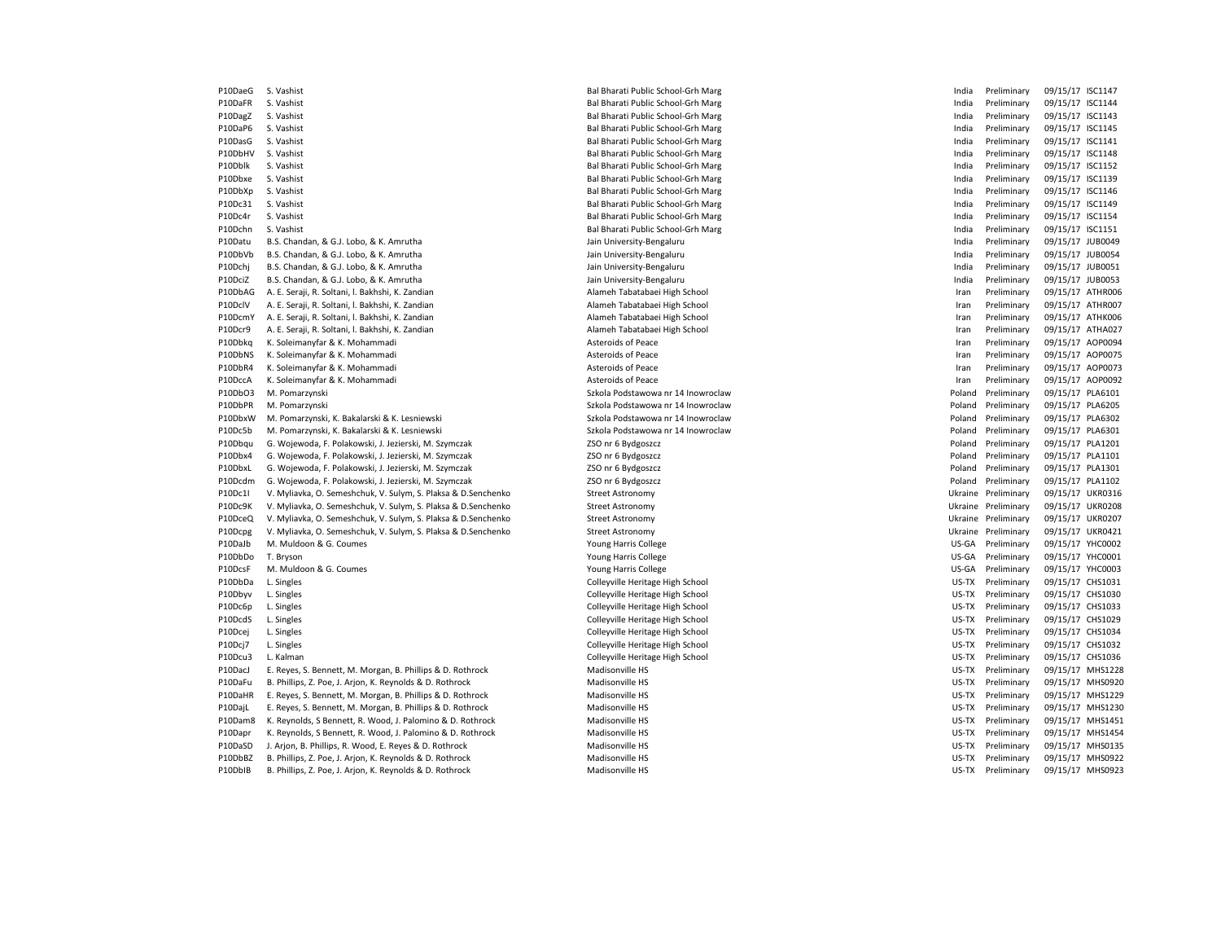| | | | | | | |
|---|---|---|---|---|---|---|
| P10DaeG | S. Vashist | Bal Bharati Public School-Grh Marg | India | Preliminary | 09/15/17 | ISC1147 |
| P10DaFR | S. Vashist | Bal Bharati Public School-Grh Marg | India | Preliminary | 09/15/17 | ISC1144 |
| P10DagZ | S. Vashist | Bal Bharati Public School-Grh Marg | India | Preliminary | 09/15/17 | ISC1143 |
| P10DaP6 | S. Vashist | Bal Bharati Public School-Grh Marg | India | Preliminary | 09/15/17 | ISC1145 |
| P10DasG | S. Vashist | Bal Bharati Public School-Grh Marg | India | Preliminary | 09/15/17 | ISC1141 |
| P10DbHV | S. Vashist | Bal Bharati Public School-Grh Marg | India | Preliminary | 09/15/17 | ISC1148 |
| P10Dblk | S. Vashist | Bal Bharati Public School-Grh Marg | India | Preliminary | 09/15/17 | ISC1152 |
| P10Dbxe | S. Vashist | Bal Bharati Public School-Grh Marg | India | Preliminary | 09/15/17 | ISC1139 |
| P10DbXp | S. Vashist | Bal Bharati Public School-Grh Marg | India | Preliminary | 09/15/17 | ISC1146 |
| P10Dc31 | S. Vashist | Bal Bharati Public School-Grh Marg | India | Preliminary | 09/15/17 | ISC1149 |
| P10Dc4r | S. Vashist | Bal Bharati Public School-Grh Marg | India | Preliminary | 09/15/17 | ISC1154 |
| P10Dchn | S. Vashist | Bal Bharati Public School-Grh Marg | India | Preliminary | 09/15/17 | ISC1151 |
| P10Datu | B.S. Chandan, & G.J. Lobo, & K. Amrutha | Jain University-Bengaluru | India | Preliminary | 09/15/17 | JUB0049 |
| P10DbVb | B.S. Chandan, & G.J. Lobo, & K. Amrutha | Jain University-Bengaluru | India | Preliminary | 09/15/17 | JUB0054 |
| P10Dchj | B.S. Chandan, & G.J. Lobo, & K. Amrutha | Jain University-Bengaluru | India | Preliminary | 09/15/17 | JUB0051 |
| P10DciZ | B.S. Chandan, & G.J. Lobo, & K. Amrutha | Jain University-Bengaluru | India | Preliminary | 09/15/17 | JUB0053 |
| P10DbAG | A. E. Seraji, R. Soltani, I. Bakhshi, K. Zandian | Alameh Tabatabaei High School | Iran | Preliminary | 09/15/17 | ATHR006 |
| P10DclV | A. E. Seraji, R. Soltani, I. Bakhshi, K. Zandian | Alameh Tabatabaei High School | Iran | Preliminary | 09/15/17 | ATHR007 |
| P10DcmY | A. E. Seraji, R. Soltani, I. Bakhshi, K. Zandian | Alameh Tabatabaei High School | Iran | Preliminary | 09/15/17 | ATHK006 |
| P10Dcr9 | A. E. Seraji, R. Soltani, I. Bakhshi, K. Zandian | Alameh Tabatabaei High School | Iran | Preliminary | 09/15/17 | ATHA027 |
| P10Dbkq | K. Soleimanyfar & K. Mohammadi | Asteroids of Peace | Iran | Preliminary | 09/15/17 | AOP0094 |
| P10DbNS | K. Soleimanyfar & K. Mohammadi | Asteroids of Peace | Iran | Preliminary | 09/15/17 | AOP0075 |
| P10DbR4 | K. Soleimanyfar & K. Mohammadi | Asteroids of Peace | Iran | Preliminary | 09/15/17 | AOP0073 |
| P10DccA | K. Soleimanyfar & K. Mohammadi | Asteroids of Peace | Iran | Preliminary | 09/15/17 | AOP0092 |
| P10DbO3 | M. Pomarzynski | Szkola Podstawowa nr 14 Inowroclaw | Poland | Preliminary | 09/15/17 | PLA6101 |
| P10DbPR | M. Pomarzynski | Szkola Podstawowa nr 14 Inowroclaw | Poland | Preliminary | 09/15/17 | PLA6205 |
| P10DbxW | M. Pomarzynski, K. Bakalarski & K. Lesniewski | Szkola Podstawowa nr 14 Inowroclaw | Poland | Preliminary | 09/15/17 | PLA6302 |
| P10Dc5b | M. Pomarzynski, K. Bakalarski & K. Lesniewski | Szkola Podstawowa nr 14 Inowroclaw | Poland | Preliminary | 09/15/17 | PLA6301 |
| P10Dbqu | G. Wojewoda, F. Polakowski, J. Jezierski, M. Szymczak | ZSO nr 6 Bydgoszcz | Poland | Preliminary | 09/15/17 | PLA1201 |
| P10Dbx4 | G. Wojewoda, F. Polakowski, J. Jezierski, M. Szymczak | ZSO nr 6 Bydgoszcz | Poland | Preliminary | 09/15/17 | PLA1101 |
| P10DbxL | G. Wojewoda, F. Polakowski, J. Jezierski, M. Szymczak | ZSO nr 6 Bydgoszcz | Poland | Preliminary | 09/15/17 | PLA1301 |
| P10Dcdm | G. Wojewoda, F. Polakowski, J. Jezierski, M. Szymczak | ZSO nr 6 Bydgoszcz | Poland | Preliminary | 09/15/17 | PLA1102 |
| P10Dc1I | V. Myliavka, O. Semeshchuk, V. Sulym, S. Plaksa & D.Senchenko | Street Astronomy | Ukraine | Preliminary | 09/15/17 | UKR0316 |
| P10Dc9K | V. Myliavka, O. Semeshchuk, V. Sulym, S. Plaksa & D.Senchenko | Street Astronomy | Ukraine | Preliminary | 09/15/17 | UKR0208 |
| P10DceQ | V. Myliavka, O. Semeshchuk, V. Sulym, S. Plaksa & D.Senchenko | Street Astronomy | Ukraine | Preliminary | 09/15/17 | UKR0207 |
| P10Dcpg | V. Myliavka, O. Semeshchuk, V. Sulym, S. Plaksa & D.Senchenko | Street Astronomy | Ukraine | Preliminary | 09/15/17 | UKR0421 |
| P10DaJb | M. Muldoon & G. Coumes | Young Harris College | US-GA | Preliminary | 09/15/17 | YHC0002 |
| P10DbDo | T. Bryson | Young Harris College | US-GA | Preliminary | 09/15/17 | YHC0001 |
| P10DcsF | M. Muldoon & G. Coumes | Young Harris College | US-GA | Preliminary | 09/15/17 | YHC0003 |
| P10DbDa | L. Singles | Colleyville Heritage High School | US-TX | Preliminary | 09/15/17 | CHS1031 |
| P10Dbyv | L. Singles | Colleyville Heritage High School | US-TX | Preliminary | 09/15/17 | CHS1030 |
| P10Dc6p | L. Singles | Colleyville Heritage High School | US-TX | Preliminary | 09/15/17 | CHS1033 |
| P10DcdS | L. Singles | Colleyville Heritage High School | US-TX | Preliminary | 09/15/17 | CHS1029 |
| P10Dcej | L. Singles | Colleyville Heritage High School | US-TX | Preliminary | 09/15/17 | CHS1034 |
| P10Dcj7 | L. Singles | Colleyville Heritage High School | US-TX | Preliminary | 09/15/17 | CHS1032 |
| P10Dcu3 | L. Kalman | Colleyville Heritage High School | US-TX | Preliminary | 09/15/17 | CHS1036 |
| P10DacJ | E. Reyes, S. Bennett, M. Morgan, B. Phillips & D. Rothrock | Madisonville HS | US-TX | Preliminary | 09/15/17 | MHS1228 |
| P10DaFu | B. Phillips, Z. Poe, J. Arjon, K. Reynolds & D. Rothrock | Madisonville HS | US-TX | Preliminary | 09/15/17 | MHS0920 |
| P10DaHR | E. Reyes, S. Bennett, M. Morgan, B. Phillips & D. Rothrock | Madisonville HS | US-TX | Preliminary | 09/15/17 | MHS1229 |
| P10DajL | E. Reyes, S. Bennett, M. Morgan, B. Phillips & D. Rothrock | Madisonville HS | US-TX | Preliminary | 09/15/17 | MHS1230 |
| P10Dam8 | K. Reynolds, S Bennett, R. Wood, J. Palomino & D. Rothrock | Madisonville HS | US-TX | Preliminary | 09/15/17 | MHS1451 |
| P10Dapr | K. Reynolds, S Bennett, R. Wood, J. Palomino & D. Rothrock | Madisonville HS | US-TX | Preliminary | 09/15/17 | MHS1454 |
| P10DaSD | J. Arjon, B. Phillips, R. Wood, E. Reyes & D. Rothrock | Madisonville HS | US-TX | Preliminary | 09/15/17 | MHS0135 |
| P10DbBZ | B. Phillips, Z. Poe, J. Arjon, K. Reynolds & D. Rothrock | Madisonville HS | US-TX | Preliminary | 09/15/17 | MHS0922 |
| P10DbIB | B. Phillips, Z. Poe, J. Arjon, K. Reynolds & D. Rothrock | Madisonville HS | US-TX | Preliminary | 09/15/17 | MHS0923 |